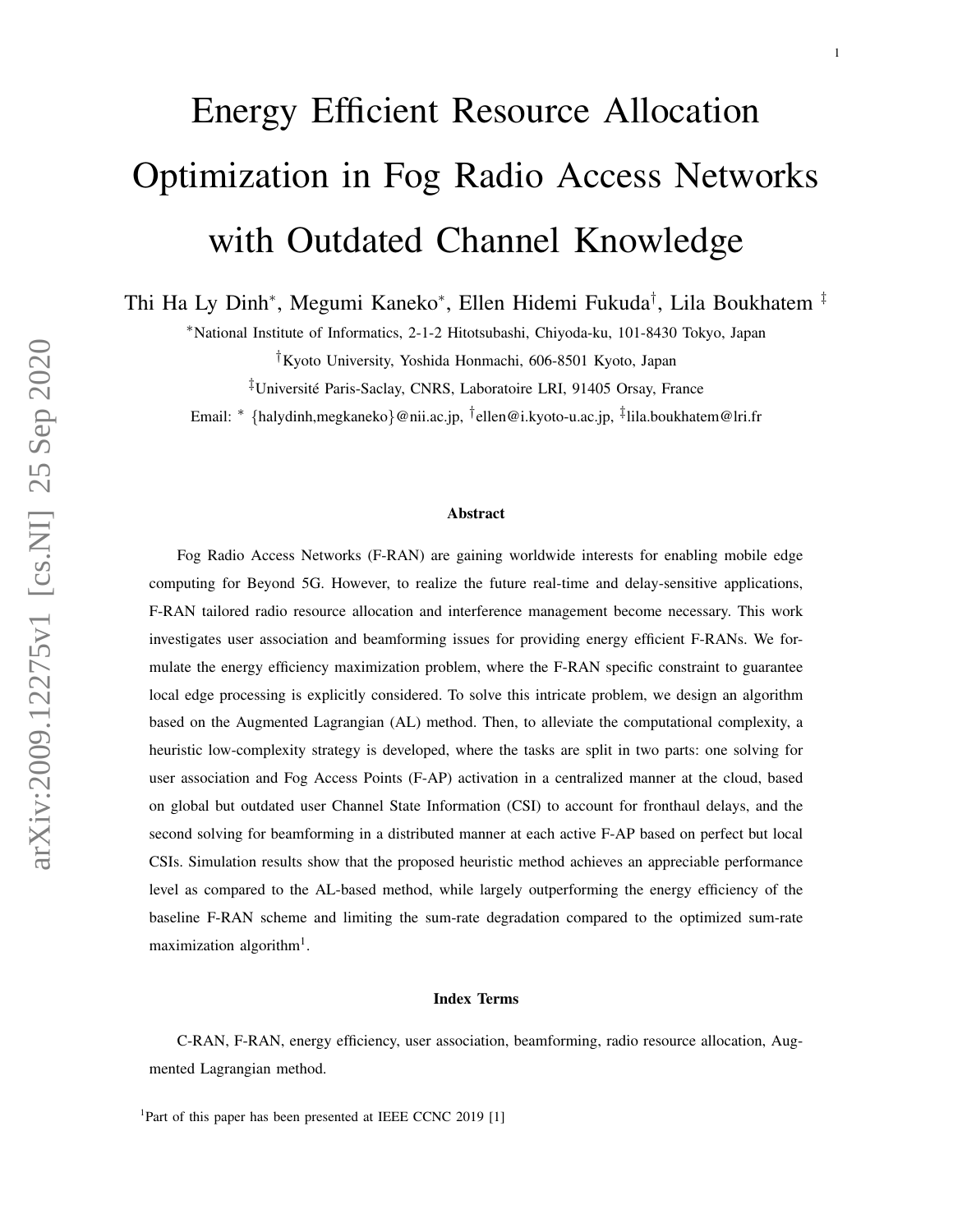# Energy Efficient Resource Allocation Optimization in Fog Radio Access Networks with Outdated Channel Knowledge

Thi Ha Ly Dinh[*], Megumi Kaneko[*], Ellen Hidemi Fukuda[†], Lila Boukhatem [‡]

[*]National Institute of Informatics, 2-1-2 Hitotsubashi, Chiyoda-ku, 101-8430 Tokyo, Japan

[†]Kyoto University, Yoshida Honmachi, 606-8501 Kyoto, Japan

[‡]Université Paris-Saclay, CNRS, Laboratoire LRI, 91405 Orsay, France

Email: [*] {halydinh,megkaneko}@nii.ac.jp, [†]ellen@i.kyoto-u.ac.jp, [‡]lila.boukhatem@lri.fr

## Abstract

Fog Radio Access Networks (F-RAN) are gaining worldwide interests for enabling mobile edge computing for Beyond 5G. However, to realize the future real-time and delay-sensitive applications, F-RAN tailored radio resource allocation and interference management become necessary. This work investigates user association and beamforming issues for providing energy efficient F-RANs. We formulate the energy efficiency maximization problem, where the F-RAN specific constraint to guarantee local edge processing is explicitly considered. To solve this intricate problem, we design an algorithm based on the Augmented Lagrangian (AL) method. Then, to alleviate the computational complexity, a heuristic low-complexity strategy is developed, where the tasks are split in two parts: one solving for user association and Fog Access Points (F-AP) activation in a centralized manner at the cloud, based on global but outdated user Channel State Information (CSI) to account for fronthaul delays, and the second solving for beamforming in a distributed manner at each active F-AP based on perfect but local CSIs. Simulation results show that the proposed heuristic method achieves an appreciable performance level as compared to the AL-based method, while largely outperforming the energy efficiency of the baseline F-RAN scheme and limiting the sum-rate degradation compared to the optimized sum-rate maximization algorithm[1].

## Index Terms

C-RAN, F-RAN, energy efficiency, user association, beamforming, radio resource allocation, Augmented Lagrangian method.

[1]Part of this paper has been presented at IEEE CCNC 2019 [1]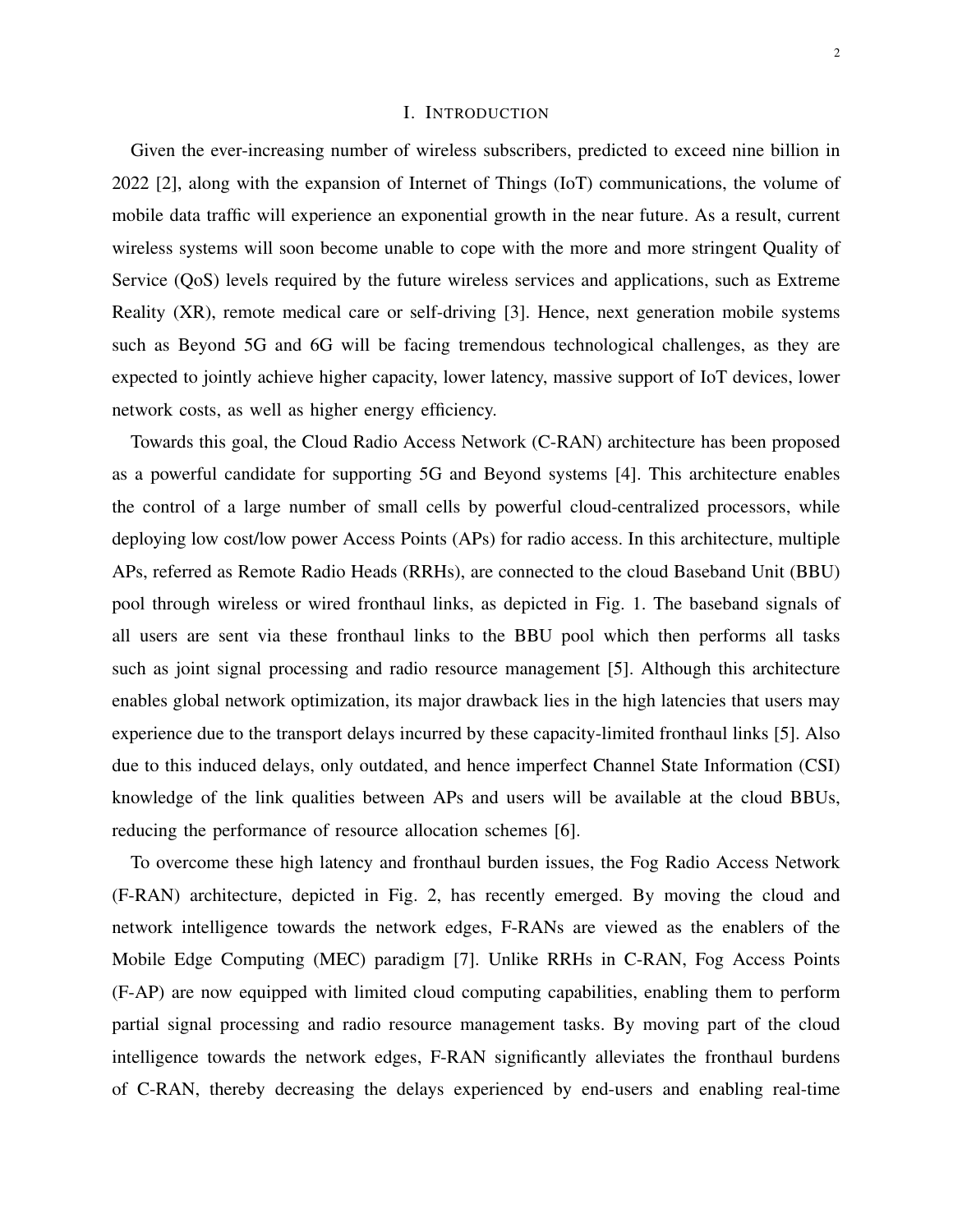# I. Introduction

Given the ever-increasing number of wireless subscribers, predicted to exceed nine billion in 2022 [2], along with the expansion of Internet of Things (IoT) communications, the volume of mobile data traffic will experience an exponential growth in the near future. As a result, current wireless systems will soon become unable to cope with the more and more stringent Quality of Service (QoS) levels required by the future wireless services and applications, such as Extreme Reality (XR), remote medical care or self-driving [3]. Hence, next generation mobile systems such as Beyond 5G and 6G will be facing tremendous technological challenges, as they are expected to jointly achieve higher capacity, lower latency, massive support of IoT devices, lower network costs, as well as higher energy efficiency.

Towards this goal, the Cloud Radio Access Network (C-RAN) architecture has been proposed as a powerful candidate for supporting 5G and Beyond systems [4]. This architecture enables the control of a large number of small cells by powerful cloud-centralized processors, while deploying low cost/low power Access Points (APs) for radio access. In this architecture, multiple APs, referred as Remote Radio Heads (RRHs), are connected to the cloud Baseband Unit (BBU) pool through wireless or wired fronthaul links, as depicted in Fig. 1. The baseband signals of all users are sent via these fronthaul links to the BBU pool which then performs all tasks such as joint signal processing and radio resource management [5]. Although this architecture enables global network optimization, its major drawback lies in the high latencies that users may experience due to the transport delays incurred by these capacity-limited fronthaul links [5]. Also due to this induced delays, only outdated, and hence imperfect Channel State Information (CSI) knowledge of the link qualities between APs and users will be available at the cloud BBUs, reducing the performance of resource allocation schemes [6].

To overcome these high latency and fronthaul burden issues, the Fog Radio Access Network (F-RAN) architecture, depicted in Fig. 2, has recently emerged. By moving the cloud and network intelligence towards the network edges, F-RANs are viewed as the enablers of the Mobile Edge Computing (MEC) paradigm [7]. Unlike RRHs in C-RAN, Fog Access Points (F-AP) are now equipped with limited cloud computing capabilities, enabling them to perform partial signal processing and radio resource management tasks. By moving part of the cloud intelligence towards the network edges, F-RAN significantly alleviates the fronthaul burdens of C-RAN, thereby decreasing the delays experienced by end-users and enabling real-time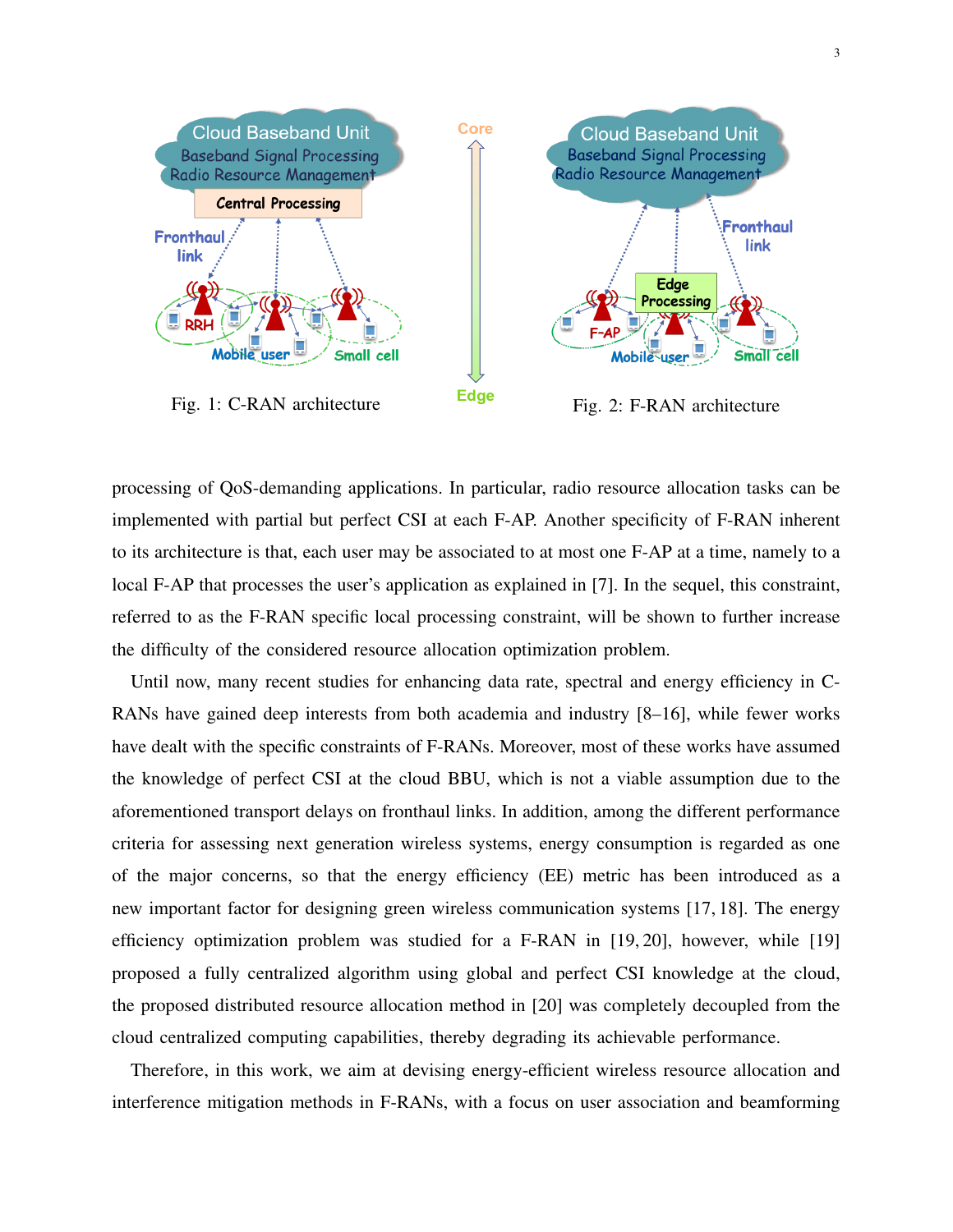Fig. 1: C-RAN architecture

Fig. 2: F-RAN architecture

processing of QoS-demanding applications. In particular, radio resource allocation tasks can be implemented with partial but perfect CSI at each F-AP. Another specificity of F-RAN inherent to its architecture is that, each user may be associated to at most one F-AP at a time, namely to a local F-AP that processes the user's application as explained in [7]. In the sequel, this constraint, referred to as the F-RAN specific local processing constraint, will be shown to further increase the difficulty of the considered resource allocation optimization problem.

Until now, many recent studies for enhancing data rate, spectral and energy efficiency in C-RANs have gained deep interests from both academia and industry [8–16], while fewer works have dealt with the specific constraints of F-RANs. Moreover, most of these works have assumed the knowledge of perfect CSI at the cloud BBU, which is not a viable assumption due to the aforementioned transport delays on fronthaul links. In addition, among the different performance criteria for assessing next generation wireless systems, energy consumption is regarded as one of the major concerns, so that the energy efficiency (EE) metric has been introduced as a new important factor for designing green wireless communication systems [17, 18]. The energy efficiency optimization problem was studied for a F-RAN in [19, 20], however, while [19] proposed a fully centralized algorithm using global and perfect CSI knowledge at the cloud, the proposed distributed resource allocation method in [20] was completely decoupled from the cloud centralized computing capabilities, thereby degrading its achievable performance.

Therefore, in this work, we aim at devising energy-efficient wireless resource allocation and interference mitigation methods in F-RANs, with a focus on user association and beamforming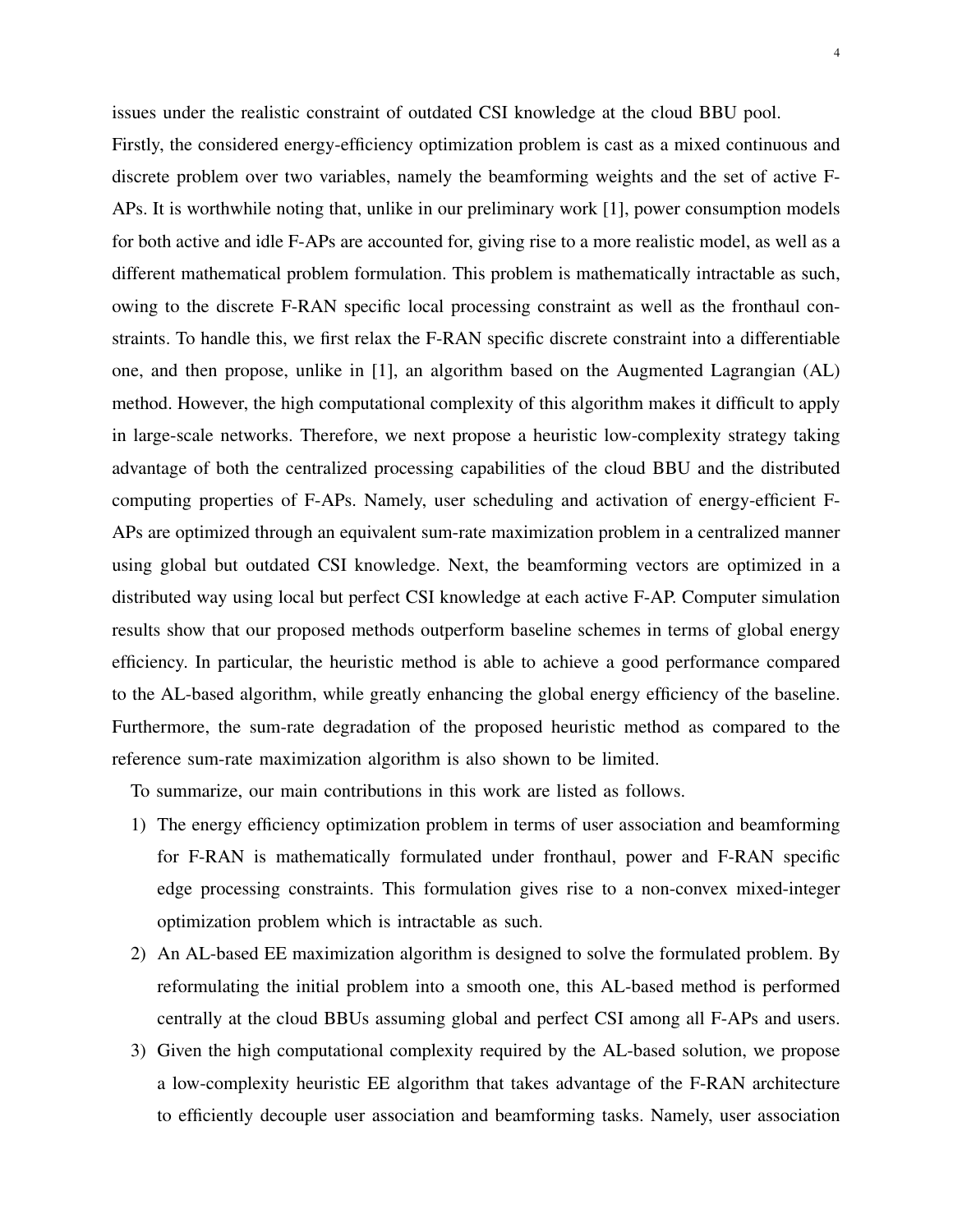issues under the realistic constraint of outdated CSI knowledge at the cloud BBU pool.

Firstly, the considered energy-efficiency optimization problem is cast as a mixed continuous and discrete problem over two variables, namely the beamforming weights and the set of active F-APs. It is worthwhile noting that, unlike in our preliminary work [1], power consumption models for both active and idle F-APs are accounted for, giving rise to a more realistic model, as well as a different mathematical problem formulation. This problem is mathematically intractable as such, owing to the discrete F-RAN specific local processing constraint as well as the fronthaul constraints. To handle this, we first relax the F-RAN specific discrete constraint into a differentiable one, and then propose, unlike in [1], an algorithm based on the Augmented Lagrangian (AL) method. However, the high computational complexity of this algorithm makes it difficult to apply in large-scale networks. Therefore, we next propose a heuristic low-complexity strategy taking advantage of both the centralized processing capabilities of the cloud BBU and the distributed computing properties of F-APs. Namely, user scheduling and activation of energy-efficient F-APs are optimized through an equivalent sum-rate maximization problem in a centralized manner using global but outdated CSI knowledge. Next, the beamforming vectors are optimized in a distributed way using local but perfect CSI knowledge at each active F-AP. Computer simulation results show that our proposed methods outperform baseline schemes in terms of global energy efficiency. In particular, the heuristic method is able to achieve a good performance compared to the AL-based algorithm, while greatly enhancing the global energy efficiency of the baseline. Furthermore, the sum-rate degradation of the proposed heuristic method as compared to the reference sum-rate maximization algorithm is also shown to be limited.

To summarize, our main contributions in this work are listed as follows.

1) The energy efficiency optimization problem in terms of user association and beamforming for F-RAN is mathematically formulated under fronthaul, power and F-RAN specific edge processing constraints. This formulation gives rise to a non-convex mixed-integer optimization problem which is intractable as such.
2) An AL-based EE maximization algorithm is designed to solve the formulated problem. By reformulating the initial problem into a smooth one, this AL-based method is performed centrally at the cloud BBUs assuming global and perfect CSI among all F-APs and users.
3) Given the high computational complexity required by the AL-based solution, we propose a low-complexity heuristic EE algorithm that takes advantage of the F-RAN architecture to efficiently decouple user association and beamforming tasks. Namely, user association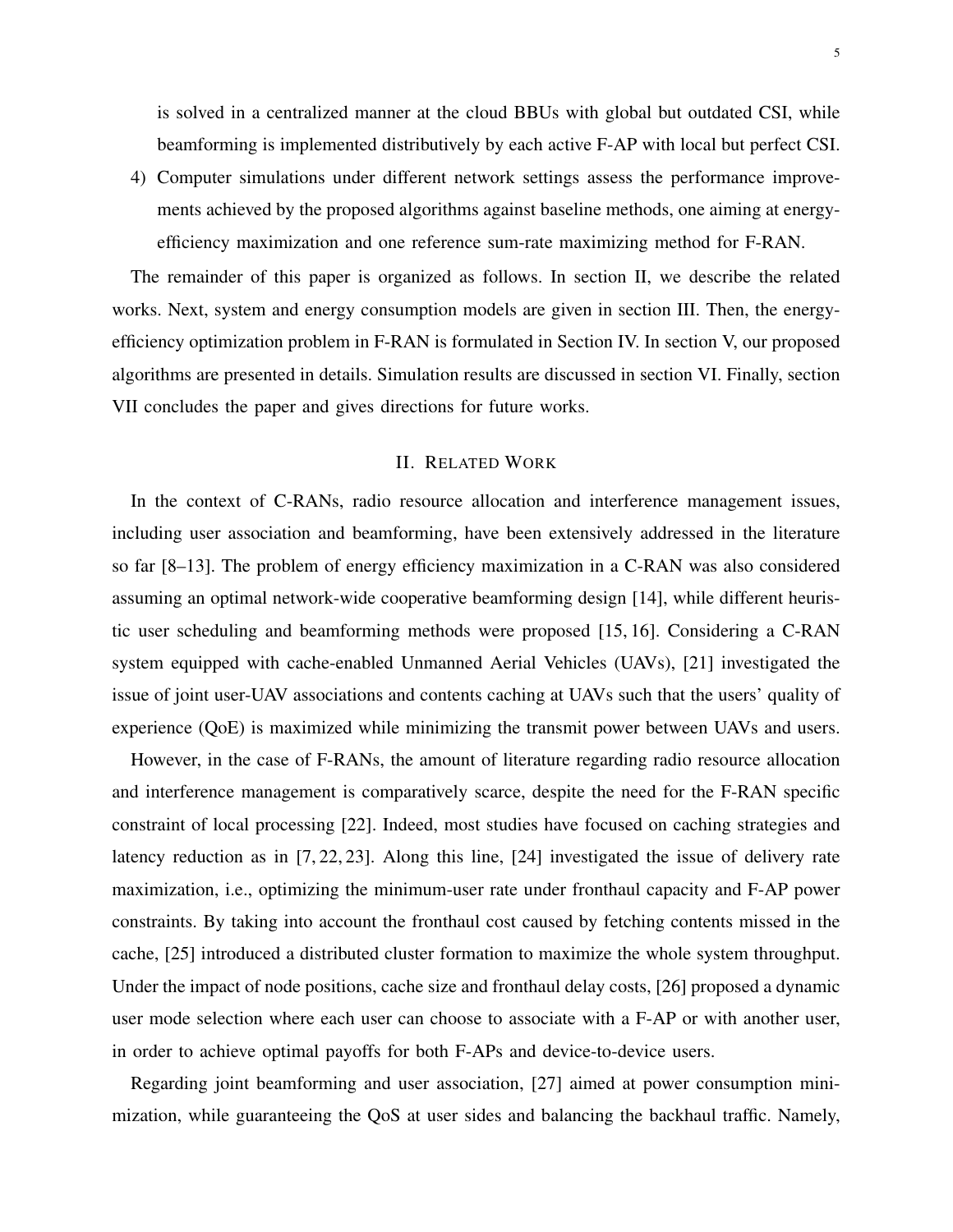is solved in a centralized manner at the cloud BBUs with global but outdated CSI, while beamforming is implemented distributively by each active F-AP with local but perfect CSI.

4) Computer simulations under different network settings assess the performance improvements achieved by the proposed algorithms against baseline methods, one aiming at energy-efficiency maximization and one reference sum-rate maximizing method for F-RAN.

The remainder of this paper is organized as follows. In section II, we describe the related works. Next, system and energy consumption models are given in section III. Then, the energy-efficiency optimization problem in F-RAN is formulated in Section IV. In section V, our proposed algorithms are presented in details. Simulation results are discussed in section VI. Finally, section VII concludes the paper and gives directions for future works.

## II. Related Work

In the context of C-RANs, radio resource allocation and interference management issues, including user association and beamforming, have been extensively addressed in the literature so far [8–13]. The problem of energy efficiency maximization in a C-RAN was also considered assuming an optimal network-wide cooperative beamforming design [14], while different heuristic user scheduling and beamforming methods were proposed [15, 16]. Considering a C-RAN system equipped with cache-enabled Unmanned Aerial Vehicles (UAVs), [21] investigated the issue of joint user-UAV associations and contents caching at UAVs such that the users' quality of experience (QoE) is maximized while minimizing the transmit power between UAVs and users.

However, in the case of F-RANs, the amount of literature regarding radio resource allocation and interference management is comparatively scarce, despite the need for the F-RAN specific constraint of local processing [22]. Indeed, most studies have focused on caching strategies and latency reduction as in [7, 22, 23]. Along this line, [24] investigated the issue of delivery rate maximization, i.e., optimizing the minimum-user rate under fronthaul capacity and F-AP power constraints. By taking into account the fronthaul cost caused by fetching contents missed in the cache, [25] introduced a distributed cluster formation to maximize the whole system throughput. Under the impact of node positions, cache size and fronthaul delay costs, [26] proposed a dynamic user mode selection where each user can choose to associate with a F-AP or with another user, in order to achieve optimal payoffs for both F-APs and device-to-device users.

Regarding joint beamforming and user association, [27] aimed at power consumption minimization, while guaranteeing the QoS at user sides and balancing the backhaul traffic. Namely,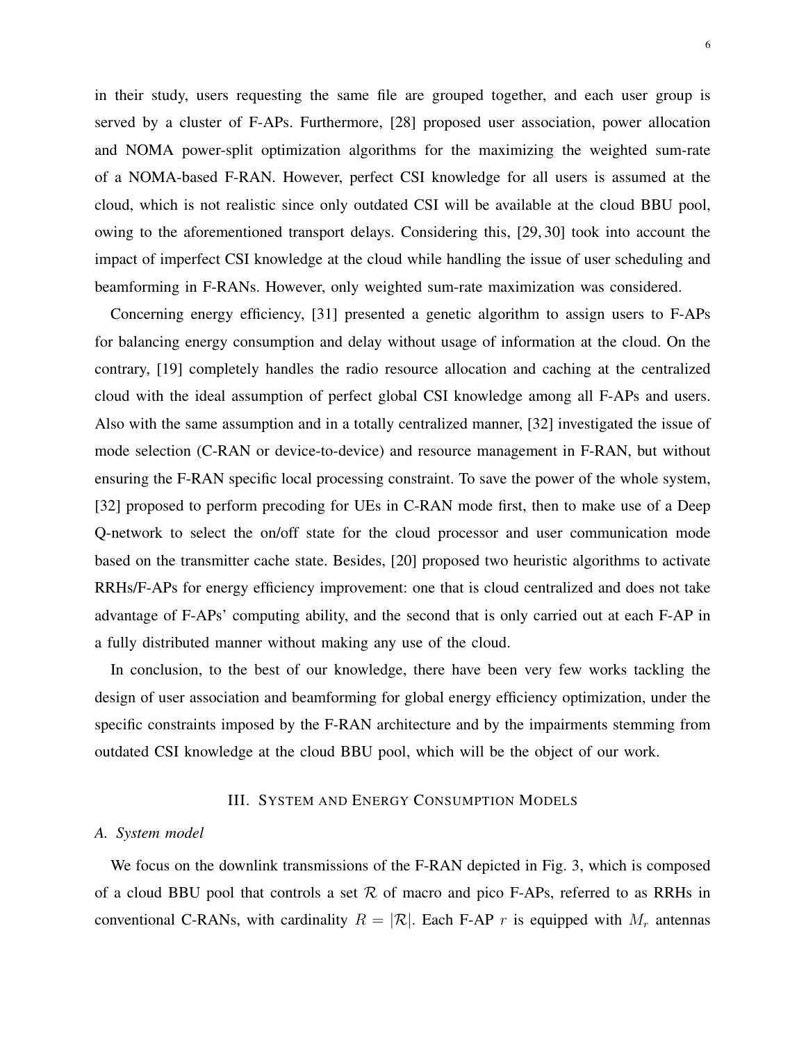in their study, users requesting the same file are grouped together, and each user group is served by a cluster of F-APs. Furthermore, [28] proposed user association, power allocation and NOMA power-split optimization algorithms for the maximizing the weighted sum-rate of a NOMA-based F-RAN. However, perfect CSI knowledge for all users is assumed at the cloud, which is not realistic since only outdated CSI will be available at the cloud BBU pool, owing to the aforementioned transport delays. Considering this, [29, 30] took into account the impact of imperfect CSI knowledge at the cloud while handling the issue of user scheduling and beamforming in F-RANs. However, only weighted sum-rate maximization was considered.

Concerning energy efficiency, [31] presented a genetic algorithm to assign users to F-APs for balancing energy consumption and delay without usage of information at the cloud. On the contrary, [19] completely handles the radio resource allocation and caching at the centralized cloud with the ideal assumption of perfect global CSI knowledge among all F-APs and users. Also with the same assumption and in a totally centralized manner, [32] investigated the issue of mode selection (C-RAN or device-to-device) and resource management in F-RAN, but without ensuring the F-RAN specific local processing constraint. To save the power of the whole system, [32] proposed to perform precoding for UEs in C-RAN mode first, then to make use of a Deep Q-network to select the on/off state for the cloud processor and user communication mode based on the transmitter cache state. Besides, [20] proposed two heuristic algorithms to activate RRHs/F-APs for energy efficiency improvement: one that is cloud centralized and does not take advantage of F-APs' computing ability, and the second that is only carried out at each F-AP in a fully distributed manner without making any use of the cloud.

In conclusion, to the best of our knowledge, there have been very few works tackling the design of user association and beamforming for global energy efficiency optimization, under the specific constraints imposed by the F-RAN architecture and by the impairments stemming from outdated CSI knowledge at the cloud BBU pool, which will be the object of our work.

## III. System and Energy Consumption Models

### A. System model

We focus on the downlink transmissions of the F-RAN depicted in Fig. 3, which is composed of a cloud BBU pool that controls a set $\mathcal{R}$ of macro and pico F-APs, referred to as RRHs in conventional C-RANs, with cardinality $R = |\mathcal{R}|$. Each F-AP $r$ is equipped with $M_r$ antennas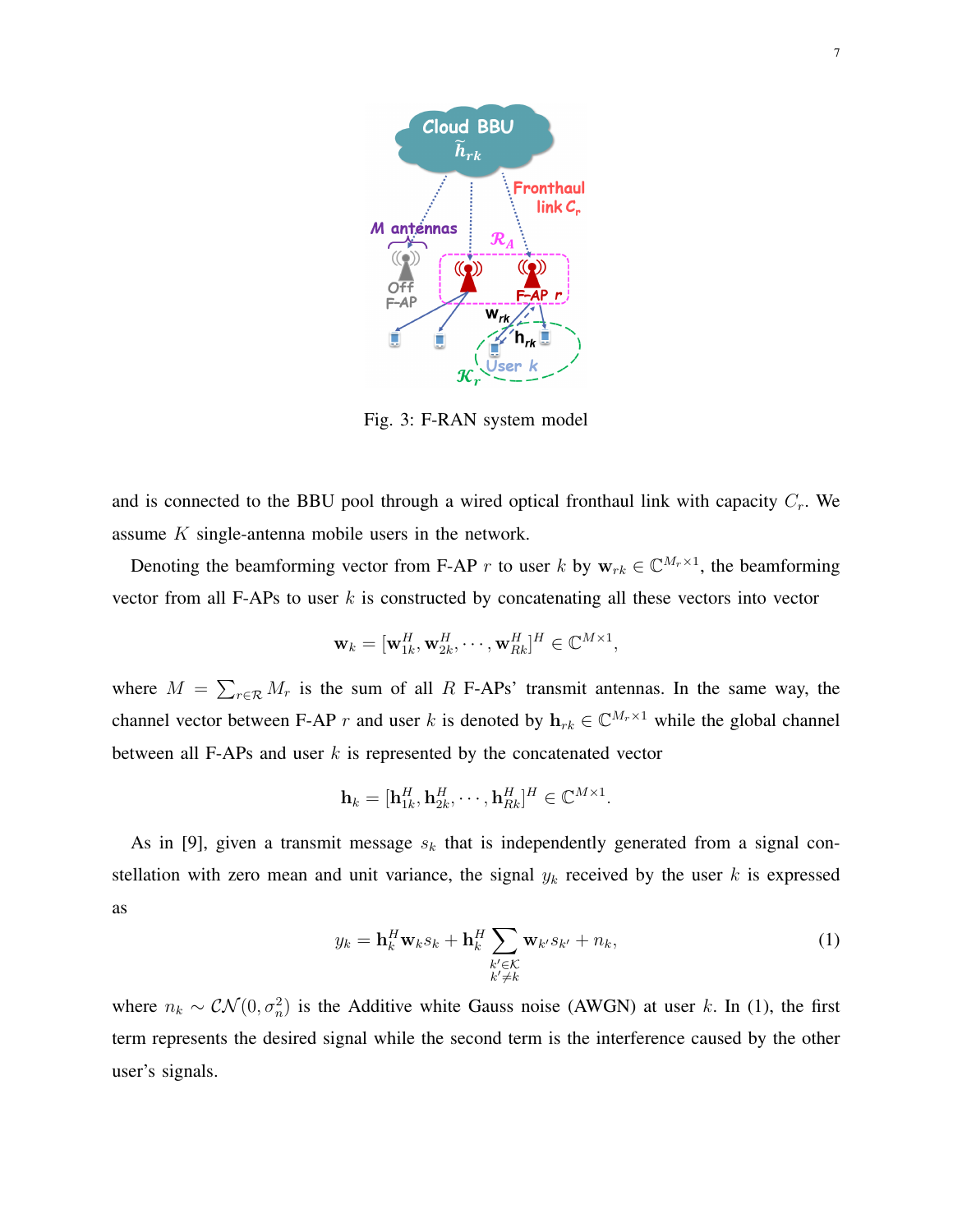Fig. 3: F-RAN system model

and is connected to the BBU pool through a wired optical fronthaul link with capacity $C_r$. We assume $K$ single-antenna mobile users in the network.

Denoting the beamforming vector from F-AP $r$ to user $k$ by $\mathbf{w}_{rk} \in \mathbb{C}^{M_r \times 1}$, the beamforming vector from all F-APs to user $k$ is constructed by concatenating all these vectors into vector

$$\mathbf{w}_k = [\mathbf{w}_{1k}^H, \mathbf{w}_{2k}^H, \cdots, \mathbf{w}_{Rk}^H]^H \in \mathbb{C}^{M \times 1},$$

where $M = \sum_{r \in \mathcal{R}} M_r$ is the sum of all $R$ F-APs' transmit antennas. In the same way, the channel vector between F-AP $r$ and user $k$ is denoted by $\mathbf{h}_{rk} \in \mathbb{C}^{M_r \times 1}$ while the global channel between all F-APs and user $k$ is represented by the concatenated vector

$$\mathbf{h}_k = [\mathbf{h}_{1k}^H, \mathbf{h}_{2k}^H, \cdots, \mathbf{h}_{Rk}^H]^H \in \mathbb{C}^{M \times 1}.$$

As in [9], given a transmit message $s_k$ that is independently generated from a signal constellation with zero mean and unit variance, the signal $y_k$ received by the user $k$ is expressed as

$$y_k = \mathbf{h}_k^H \mathbf{w}_k s_k + \mathbf{h}_k^H \sum_{\substack{k' \in \mathcal{K} \\ k' \neq k}} \mathbf{w}_{k'} s_{k'} + n_k, \tag{1}$$

where $n_k \sim \mathcal{CN}(0, \sigma_n^2)$ is the Additive white Gauss noise (AWGN) at user $k$. In (1), the first term represents the desired signal while the second term is the interference caused by the other user's signals.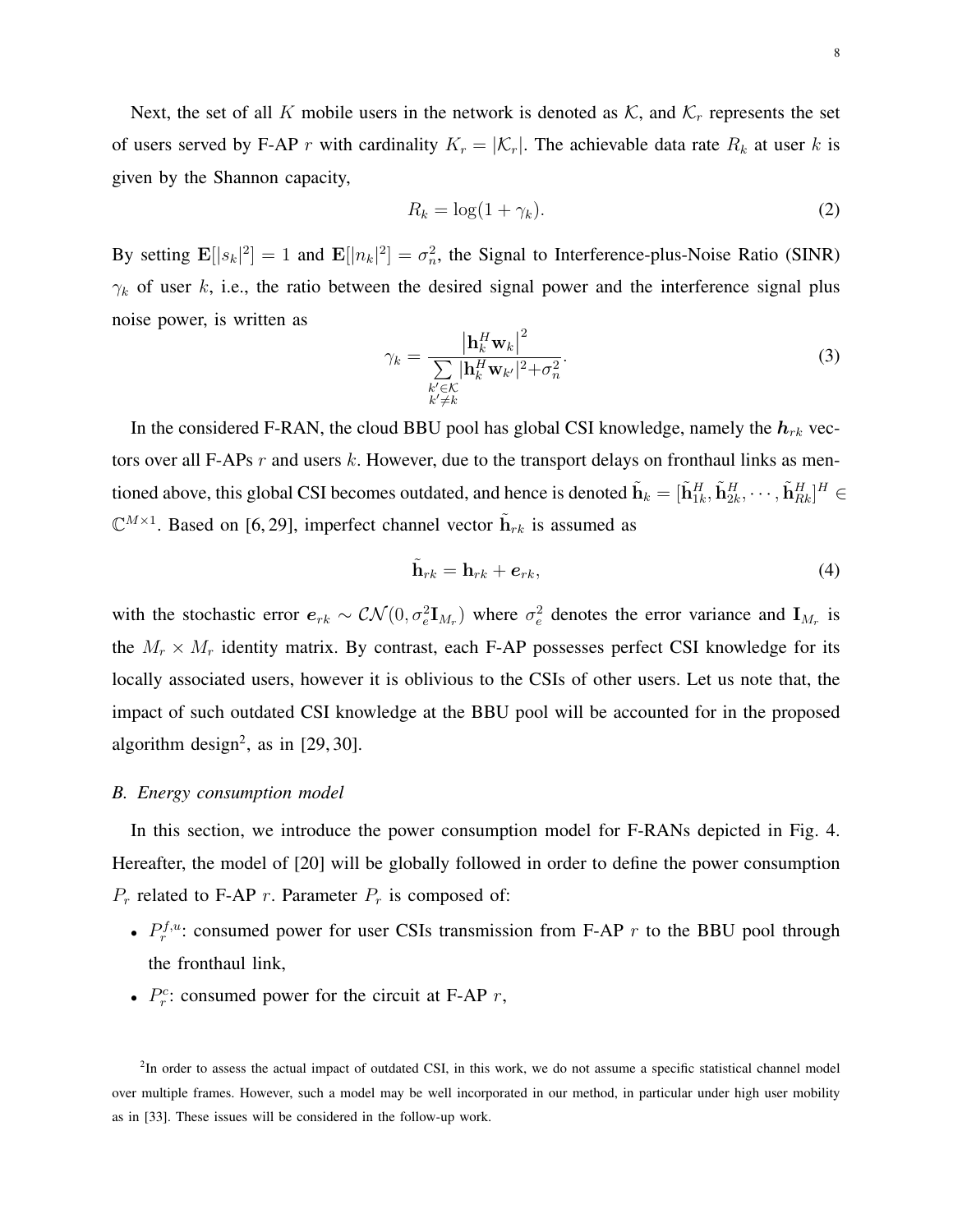Next, the set of all $K$ mobile users in the network is denoted as $\mathcal{K}$, and $\mathcal{K}_r$ represents the set of users served by F-AP $r$ with cardinality $K_r = |\mathcal{K}_r|$. The achievable data rate $R_k$ at user $k$ is given by the Shannon capacity,

$$R_k = \log(1 + \gamma_k). \tag{2}$$

By setting $\mathbf{E}[|s_k|^2] = 1$ and $\mathbf{E}[|n_k|^2] = \sigma_n^2$, the Signal to Interference-plus-Noise Ratio (SINR) $\gamma_k$ of user $k$, i.e., the ratio between the desired signal power and the interference signal plus noise power, is written as

$$\gamma_k = \frac{\left|\mathbf{h}_k^H \mathbf{w}_k\right|^2}{\sum\limits_{\substack{k' \in \mathcal{K} \\ k' \neq k}} |\mathbf{h}_k^H \mathbf{w}_{k'}|^2 + \sigma_n^2}. \tag{3}$$

In the considered F-RAN, the cloud BBU pool has global CSI knowledge, namely the $\boldsymbol{h}_{rk}$ vectors over all F-APs $r$ and users $k$. However, due to the transport delays on fronthaul links as mentioned above, this global CSI becomes outdated, and hence is denoted $\tilde{\mathbf{h}}_k = [\tilde{\mathbf{h}}_{1k}^H, \tilde{\mathbf{h}}_{2k}^H, \cdots, \tilde{\mathbf{h}}_{Rk}^H]^H \in \mathbb{C}^{M \times 1}$. Based on [6, 29], imperfect channel vector $\tilde{\mathbf{h}}_{rk}$ is assumed as

$$\tilde{\mathbf{h}}_{rk} = \mathbf{h}_{rk} + \boldsymbol{e}_{rk}, \tag{4}$$

with the stochastic error $\boldsymbol{e}_{rk} \sim \mathcal{CN}(0, \sigma_e^2 \mathbf{I}_{M_r})$ where $\sigma_e^2$ denotes the error variance and $\mathbf{I}_{M_r}$ is the $M_r \times M_r$ identity matrix. By contrast, each F-AP possesses perfect CSI knowledge for its locally associated users, however it is oblivious to the CSIs of other users. Let us note that, the impact of such outdated CSI knowledge at the BBU pool will be accounted for in the proposed algorithm design[2], as in [29, 30].

### B. Energy consumption model

In this section, we introduce the power consumption model for F-RANs depicted in Fig. 4. Hereafter, the model of [20] will be globally followed in order to define the power consumption $P_r$ related to F-AP $r$. Parameter $P_r$ is composed of:

- $P_r^{f,u}$: consumed power for user CSIs transmission from F-AP $r$ to the BBU pool through the fronthaul link,
- $P_r^c$: consumed power for the circuit at F-AP $r$,

[2]In order to assess the actual impact of outdated CSI, in this work, we do not assume a specific statistical channel model over multiple frames. However, such a model may be well incorporated in our method, in particular under high user mobility as in [33]. These issues will be considered in the follow-up work.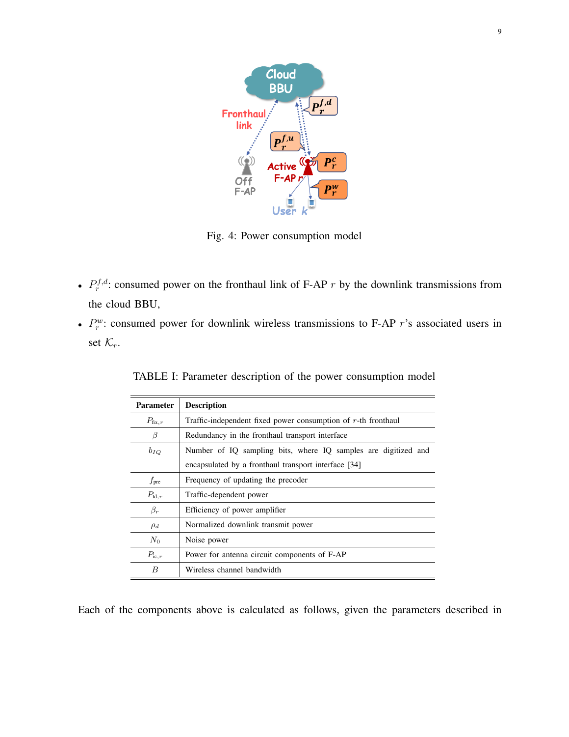Fig. 4: Power consumption model

- $P_r^{f,d}$: consumed power on the fronthaul link of F-AP $r$ by the downlink transmissions from the cloud BBU,
- $P_r^{w}$: consumed power for downlink wireless transmissions to F-AP $r$'s associated users in set $\mathcal{K}_r$.

TABLE I: Parameter description of the power consumption model

| Parameter | Description |
|---|---|
| $P_{\text{fix},r}$ | Traffic-independent fixed power consumption of $r$-th fronthaul |
| $\beta$ | Redundancy in the fronthaul transport interface |
| $b_{IQ}$ | Number of IQ sampling bits, where IQ samples are digitized and encapsulated by a fronthaul transport interface [34] |
| $f_{\text{pre}}$ | Frequency of updating the precoder |
| $P_{\text{td},r}$ | Traffic-dependent power |
| $\beta_r$ | Efficiency of power amplifier |
| $\rho_d$ | Normalized downlink transmit power |
| $N_0$ | Noise power |
| $P_{\text{ic},r}$ | Power for antenna circuit components of F-AP |
| $B$ | Wireless channel bandwidth |

Each of the components above is calculated as follows, given the parameters described in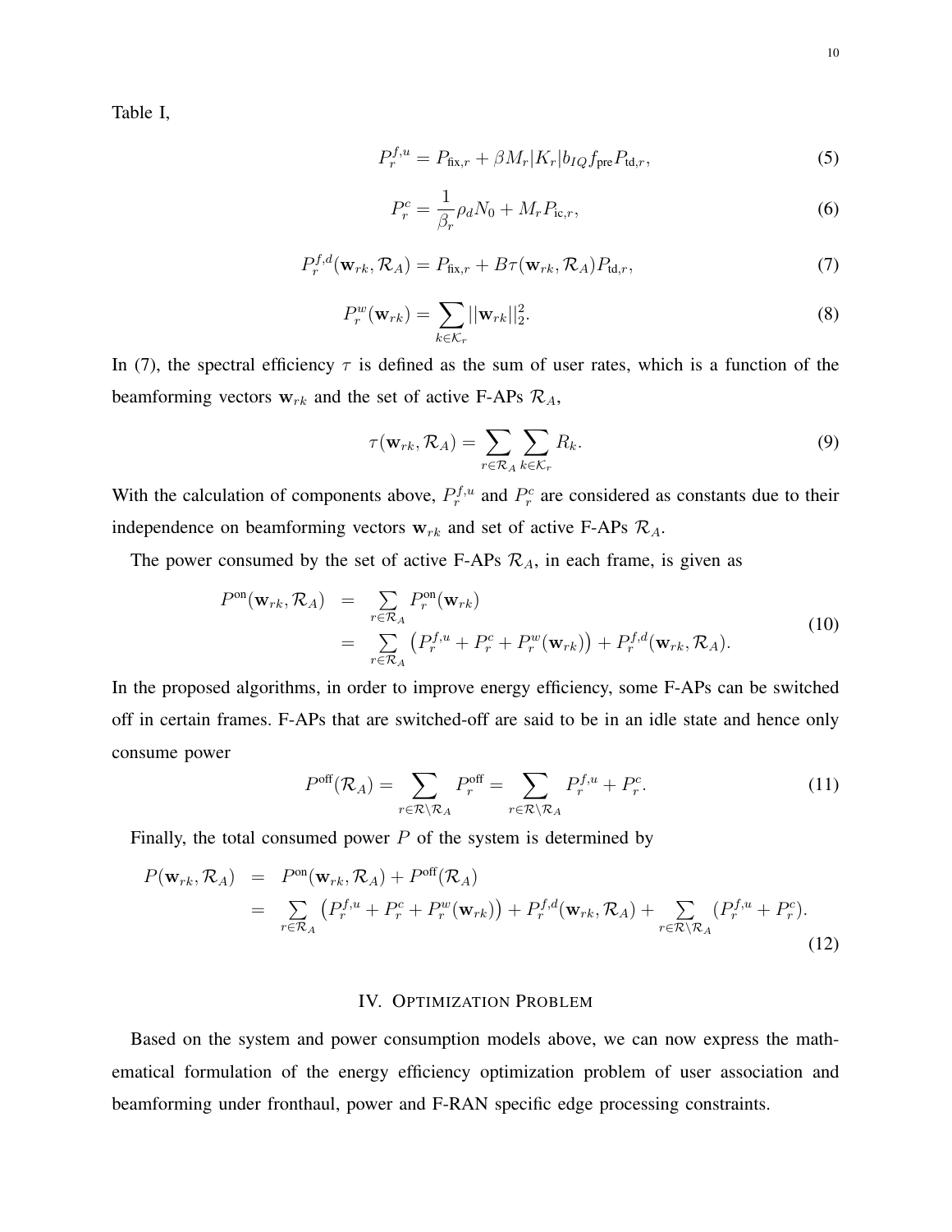Table I,

$$P_r^{f,u} = P_{\text{fix},r} + \beta M_r |K_r| b_{IQ} f_{\text{pre}} P_{\text{td},r}, \tag{5}$$

$$P_r^c = \frac{1}{\beta_r} \rho_d N_0 + M_r P_{\text{ic},r}, \tag{6}$$

$$P_r^{f,d}(\mathbf{w}_{rk}, \mathcal{R}_A) = P_{\text{fix},r} + B\tau(\mathbf{w}_{rk}, \mathcal{R}_A) P_{\text{td},r}, \tag{7}$$

$$P_r^w(\mathbf{w}_{rk}) = \sum_{k \in \mathcal{K}_r} ||\mathbf{w}_{rk}||_2^2. \tag{8}$$

In (7), the spectral efficiency $\tau$ is defined as the sum of user rates, which is a function of the beamforming vectors $\mathbf{w}_{rk}$ and the set of active F-APs $\mathcal{R}_A$,

$$\tau(\mathbf{w}_{rk}, \mathcal{R}_A) = \sum_{r \in \mathcal{R}_A} \sum_{k \in \mathcal{K}_r} R_k. \tag{9}$$

With the calculation of components above, $P_r^{f,u}$ and $P_r^c$ are considered as constants due to their independence on beamforming vectors $\mathbf{w}_{rk}$ and set of active F-APs $\mathcal{R}_A$.

The power consumed by the set of active F-APs $\mathcal{R}_A$, in each frame, is given as

$$\begin{aligned} P^{\text{on}}(\mathbf{w}_{rk}, \mathcal{R}_A) &= \sum_{r \in \mathcal{R}_A} P_r^{\text{on}}(\mathbf{w}_{rk}) \\ &= \sum_{r \in \mathcal{R}_A} \left( P_r^{f,u} + P_r^c + P_r^w(\mathbf{w}_{rk}) \right) + P_r^{f,d}(\mathbf{w}_{rk}, \mathcal{R}_A). \end{aligned} \tag{10}$$

In the proposed algorithms, in order to improve energy efficiency, some F-APs can be switched off in certain frames. F-APs that are switched-off are said to be in an idle state and hence only consume power

$$P^{\text{off}}(\mathcal{R}_A) = \sum_{r \in \mathcal{R} \setminus \mathcal{R}_A} P_r^{\text{off}} = \sum_{r \in \mathcal{R} \setminus \mathcal{R}_A} P_r^{f,u} + P_r^c. \tag{11}$$

Finally, the total consumed power $P$ of the system is determined by

$$\begin{aligned} P(\mathbf{w}_{rk}, \mathcal{R}_A) &= P^{\text{on}}(\mathbf{w}_{rk}, \mathcal{R}_A) + P^{\text{off}}(\mathcal{R}_A) \\ &= \sum_{r \in \mathcal{R}_A} \left( P_r^{f,u} + P_r^c + P_r^w(\mathbf{w}_{rk}) \right) + P_r^{f,d}(\mathbf{w}_{rk}, \mathcal{R}_A) + \sum_{r \in \mathcal{R} \setminus \mathcal{R}_A} (P_r^{f,u} + P_r^c). \end{aligned} \tag{12}$$

## IV. Optimization Problem

Based on the system and power consumption models above, we can now express the mathematical formulation of the energy efficiency optimization problem of user association and beamforming under fronthaul, power and F-RAN specific edge processing constraints.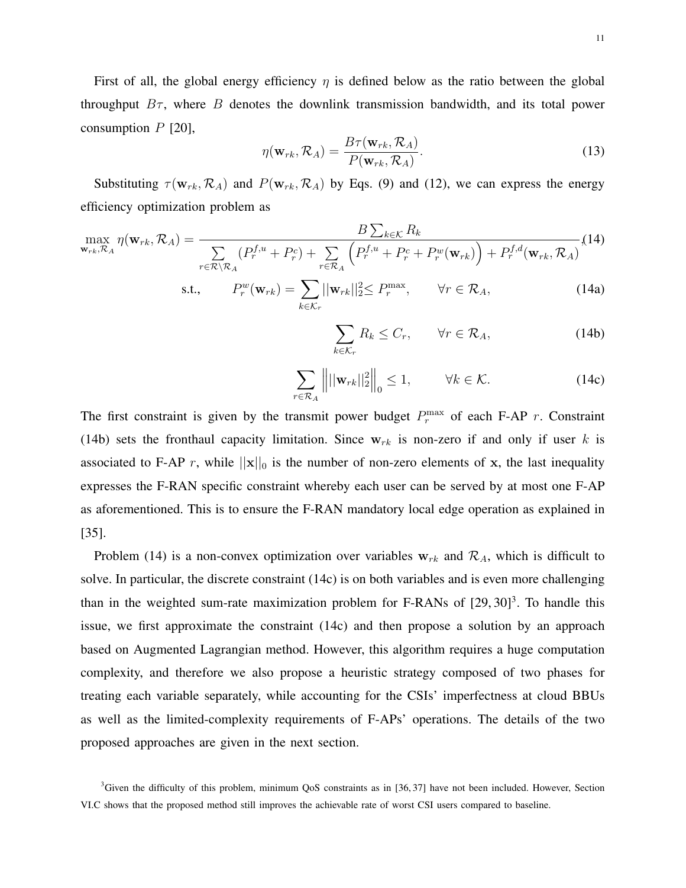First of all, the global energy efficiency $\eta$ is defined below as the ratio between the global throughput $B\tau$, where $B$ denotes the downlink transmission bandwidth, and its total power consumption $P$ [20],

$$\eta(\mathbf{w}_{rk}, \mathcal{R}_A) = \frac{B\tau(\mathbf{w}_{rk}, \mathcal{R}_A)}{P(\mathbf{w}_{rk}, \mathcal{R}_A)}. \tag{13}$$

Substituting $\tau(\mathbf{w}_{rk}, \mathcal{R}_A)$ and $P(\mathbf{w}_{rk}, \mathcal{R}_A)$ by Eqs. (9) and (12), we can express the energy efficiency optimization problem as

$$\max_{\mathbf{w}_{rk}, \mathcal{R}_A} \eta(\mathbf{w}_{rk}, \mathcal{R}_A) = \frac{B \sum_{k \in \mathcal{K}} R_k}{\sum\limits_{r \in \mathcal{R} \setminus \mathcal{R}_A} (P_r^{f,u} + P_r^c) + \sum\limits_{r \in \mathcal{R}_A} \left( P_r^{f,u} + P_r^c + P_r^w(\mathbf{w}_{rk}) \right) + P_r^{f,d}(\mathbf{w}_{rk}, \mathcal{R}_A)}, \tag{14}$$

$$\text{s.t.,} \qquad P_r^w(\mathbf{w}_{rk}) = \sum_{k \in \mathcal{K}_r} ||\mathbf{w}_{rk}||_2^2 \leq P_r^{\max}, \qquad \forall r \in \mathcal{R}_A, \tag{14a}$$

$$\sum_{k \in \mathcal{K}_r} R_k \leq C_r, \qquad \forall r \in \mathcal{R}_A, \tag{14b}$$

$$\sum_{r \in \mathcal{R}_A} \left\| ||\mathbf{w}_{rk}||_2^2 \right\|_0 \leq 1, \qquad \forall k \in \mathcal{K}. \tag{14c}$$

The first constraint is given by the transmit power budget $P_r^{\max}$ of each F-AP $r$. Constraint (14b) sets the fronthaul capacity limitation. Since $\mathbf{w}_{rk}$ is non-zero if and only if user $k$ is associated to F-AP $r$, while $||\mathbf{x}||_0$ is the number of non-zero elements of $\mathbf{x}$, the last inequality expresses the F-RAN specific constraint whereby each user can be served by at most one F-AP as aforementioned. This is to ensure the F-RAN mandatory local edge operation as explained in [35].

Problem (14) is a non-convex optimization over variables $\mathbf{w}_{rk}$ and $\mathcal{R}_A$, which is difficult to solve. In particular, the discrete constraint (14c) is on both variables and is even more challenging than in the weighted sum-rate maximization problem for F-RANs of [29, 30][3]. To handle this issue, we first approximate the constraint (14c) and then propose a solution by an approach based on Augmented Lagrangian method. However, this algorithm requires a huge computation complexity, and therefore we also propose a heuristic strategy composed of two phases for treating each variable separately, while accounting for the CSIs' imperfectness at cloud BBUs as well as the limited-complexity requirements of F-APs' operations. The details of the two proposed approaches are given in the next section.

[3]Given the difficulty of this problem, minimum QoS constraints as in [36, 37] have not been included. However, Section VI.C shows that the proposed method still improves the achievable rate of worst CSI users compared to baseline.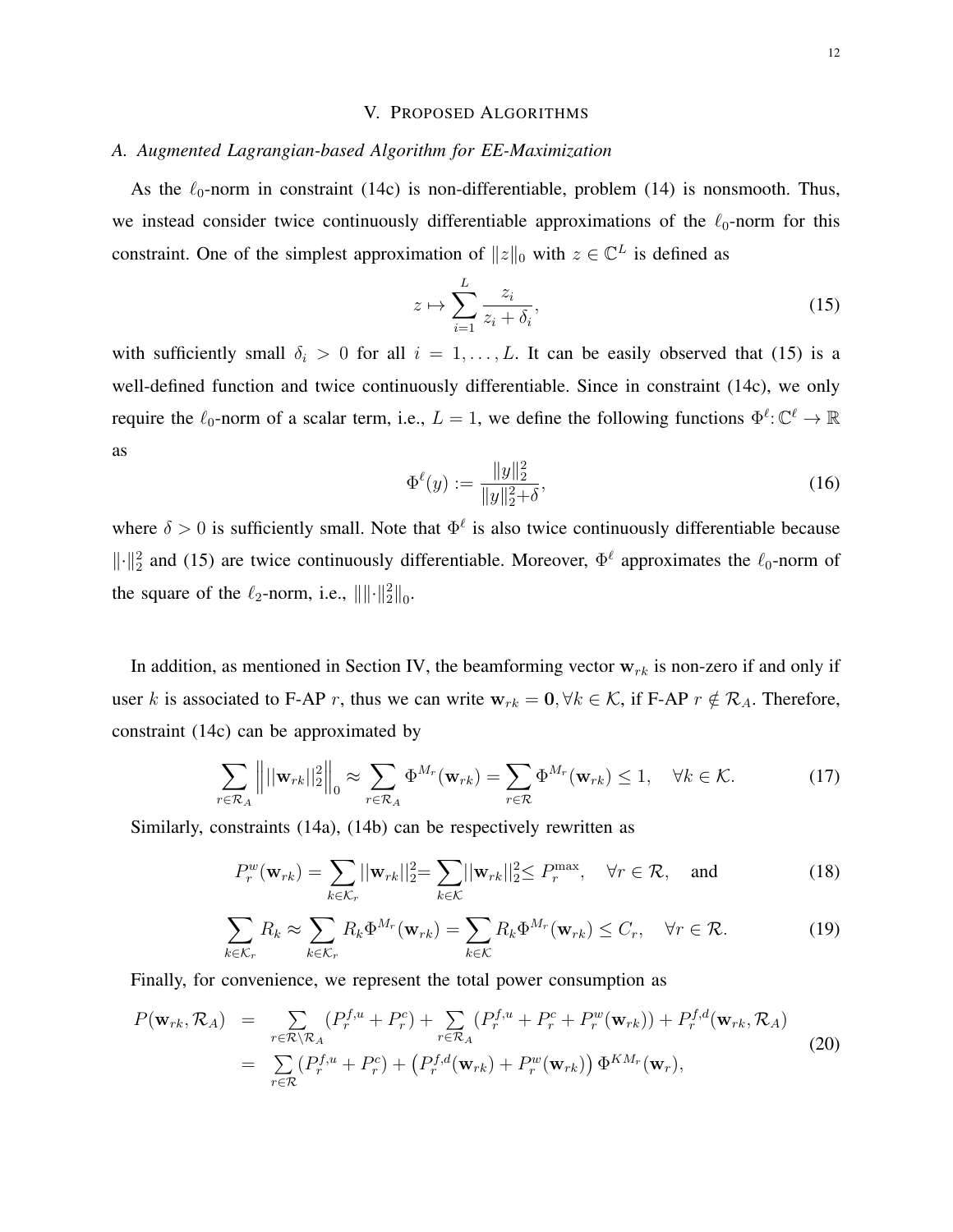## V. Proposed Algorithms

### A. Augmented Lagrangian-based Algorithm for EE-Maximization

As the $\ell_0$-norm in constraint (14c) is non-differentiable, problem (14) is nonsmooth. Thus, we instead consider twice continuously differentiable approximations of the $\ell_0$-norm for this constraint. One of the simplest approximation of $\|z\|_0$ with $z \in \mathbb{C}^L$ is defined as

$$z \mapsto \sum_{i=1}^{L} \frac{z_i}{z_i + \delta_i}, \tag{15}$$

with sufficiently small $\delta_i > 0$ for all $i = 1, \ldots, L$. It can be easily observed that (15) is a well-defined function and twice continuously differentiable. Since in constraint (14c), we only require the $\ell_0$-norm of a scalar term, i.e., $L = 1$, we define the following functions $\Phi^\ell \colon \mathbb{C}^\ell \to \mathbb{R}$ as

$$\Phi^\ell(y) := \frac{\|y\|_2^2}{\|y\|_2^2 + \delta}, \tag{16}$$

where $\delta > 0$ is sufficiently small. Note that $\Phi^\ell$ is also twice continuously differentiable because $\|\cdot\|_2^2$ and (15) are twice continuously differentiable. Moreover, $\Phi^\ell$ approximates the $\ell_0$-norm of the square of the $\ell_2$-norm, i.e., $\|\|\cdot\|_2^2\|_0$.

In addition, as mentioned in Section IV, the beamforming vector $\mathbf{w}_{rk}$ is non-zero if and only if user $k$ is associated to F-AP $r$, thus we can write $\mathbf{w}_{rk} = \mathbf{0}, \forall k \in \mathcal{K}$, if F-AP $r \notin \mathcal{R}_A$. Therefore, constraint (14c) can be approximated by

$$\sum_{r \in \mathcal{R}_A} \left\| ||\mathbf{w}_{rk}||_2^2 \right\|_0 \approx \sum_{r \in \mathcal{R}_A} \Phi^{M_r}(\mathbf{w}_{rk}) = \sum_{r \in \mathcal{R}} \Phi^{M_r}(\mathbf{w}_{rk}) \leq 1, \quad \forall k \in \mathcal{K}. \tag{17}$$

Similarly, constraints (14a), (14b) can be respectively rewritten as

$$P_r^w(\mathbf{w}_{rk}) = \sum_{k \in \mathcal{K}_r} ||\mathbf{w}_{rk}||_2^2 = \sum_{k \in \mathcal{K}} ||\mathbf{w}_{rk}||_2^2 \leq P_r^{\max}, \quad \forall r \in \mathcal{R}, \quad \text{and} \tag{18}$$

$$\sum_{k \in \mathcal{K}_r} R_k \approx \sum_{k \in \mathcal{K}_r} R_k \Phi^{M_r}(\mathbf{w}_{rk}) = \sum_{k \in \mathcal{K}} R_k \Phi^{M_r}(\mathbf{w}_{rk}) \leq C_r, \quad \forall r \in \mathcal{R}. \tag{19}$$

Finally, for convenience, we represent the total power consumption as

$$\begin{aligned} P(\mathbf{w}_{rk}, \mathcal{R}_A) &= \sum_{r \in \mathcal{R} \setminus \mathcal{R}_A} (P_r^{f,u} + P_r^c) + \sum_{r \in \mathcal{R}_A} (P_r^{f,u} + P_r^c + P_r^w(\mathbf{w}_{rk})) + P_r^{f,d}(\mathbf{w}_{rk}, \mathcal{R}_A) \\ &= \sum_{r \in \mathcal{R}} (P_r^{f,u} + P_r^c) + \left(P_r^{f,d}(\mathbf{w}_{rk}) + P_r^w(\mathbf{w}_{rk})\right) \Phi^{KM_r}(\mathbf{w}_r), \end{aligned} \tag{20}$$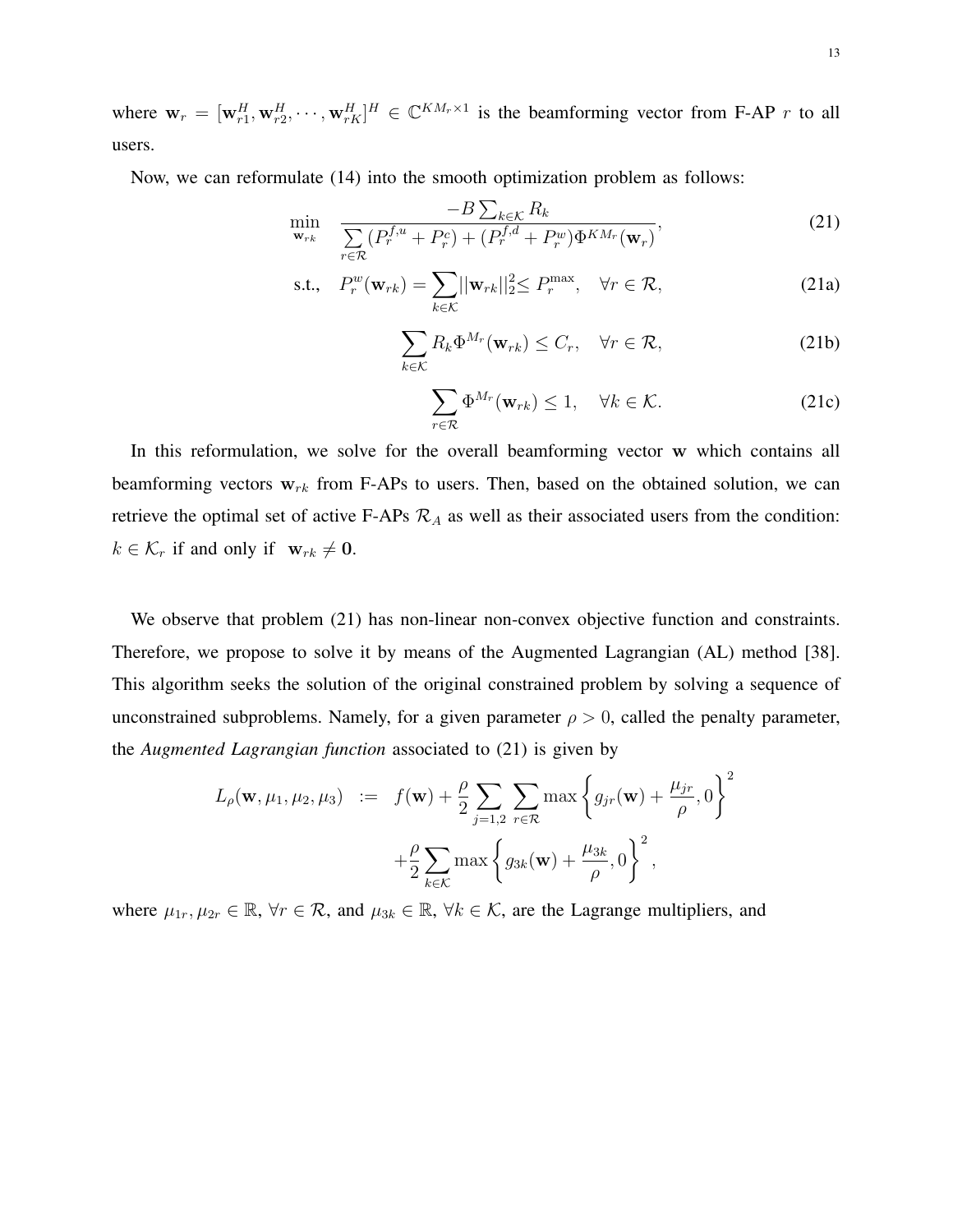where $\mathbf{w}_r = [\mathbf{w}_{r1}^H, \mathbf{w}_{r2}^H, \cdots, \mathbf{w}_{rK}^H]^H \in \mathbb{C}^{KM_r \times 1}$ is the beamforming vector from F-AP $r$ to all users.

Now, we can reformulate (14) into the smooth optimization problem as follows:

$$\min_{\mathbf{w}_{rk}} \quad \frac{-B\sum_{k\in\mathcal{K}} R_k}{\sum\limits_{r\in\mathcal{R}} (P_r^{f,u} + P_r^c) + (P_r^{f,d} + P_r^w)\Phi^{KM_r}(\mathbf{w}_r)}, \tag{21}$$

$$\text{s.t.,} \quad P_r^w(\mathbf{w}_{rk}) = \sum_{k\in\mathcal{K}} ||\mathbf{w}_{rk}||_2^2 \leq P_r^{\max}, \quad \forall r \in \mathcal{R}, \tag{21a}$$

$$\sum_{k\in\mathcal{K}} R_k \Phi^{M_r}(\mathbf{w}_{rk}) \leq C_r, \quad \forall r \in \mathcal{R}, \tag{21b}$$

$$\sum_{r\in\mathcal{R}} \Phi^{M_r}(\mathbf{w}_{rk}) \leq 1, \quad \forall k \in \mathcal{K}. \tag{21c}$$

In this reformulation, we solve for the overall beamforming vector $\mathbf{w}$ which contains all beamforming vectors $\mathbf{w}_{rk}$ from F-APs to users. Then, based on the obtained solution, we can retrieve the optimal set of active F-APs $\mathcal{R}_A$ as well as their associated users from the condition: $k \in \mathcal{K}_r$ if and only if $\mathbf{w}_{rk} \neq \mathbf{0}$.

We observe that problem (21) has non-linear non-convex objective function and constraints. Therefore, we propose to solve it by means of the Augmented Lagrangian (AL) method [38]. This algorithm seeks the solution of the original constrained problem by solving a sequence of unconstrained subproblems. Namely, for a given parameter $\rho > 0$, called the penalty parameter, the *Augmented Lagrangian function* associated to (21) is given by

$$\begin{aligned} L_\rho(\mathbf{w}, \mu_1, \mu_2, \mu_3) \;&:=\; f(\mathbf{w}) + \frac{\rho}{2}\sum_{j=1,2}\sum_{r\in\mathcal{R}} \max\left\{g_{jr}(\mathbf{w}) + \frac{\mu_{jr}}{\rho}, 0\right\}^2 \\ &\quad + \frac{\rho}{2}\sum_{k\in\mathcal{K}} \max\left\{g_{3k}(\mathbf{w}) + \frac{\mu_{3k}}{\rho}, 0\right\}^2, \end{aligned}$$

where $\mu_{1r}, \mu_{2r} \in \mathbb{R}$, $\forall r \in \mathcal{R}$, and $\mu_{3k} \in \mathbb{R}$, $\forall k \in \mathcal{K}$, are the Lagrange multipliers, and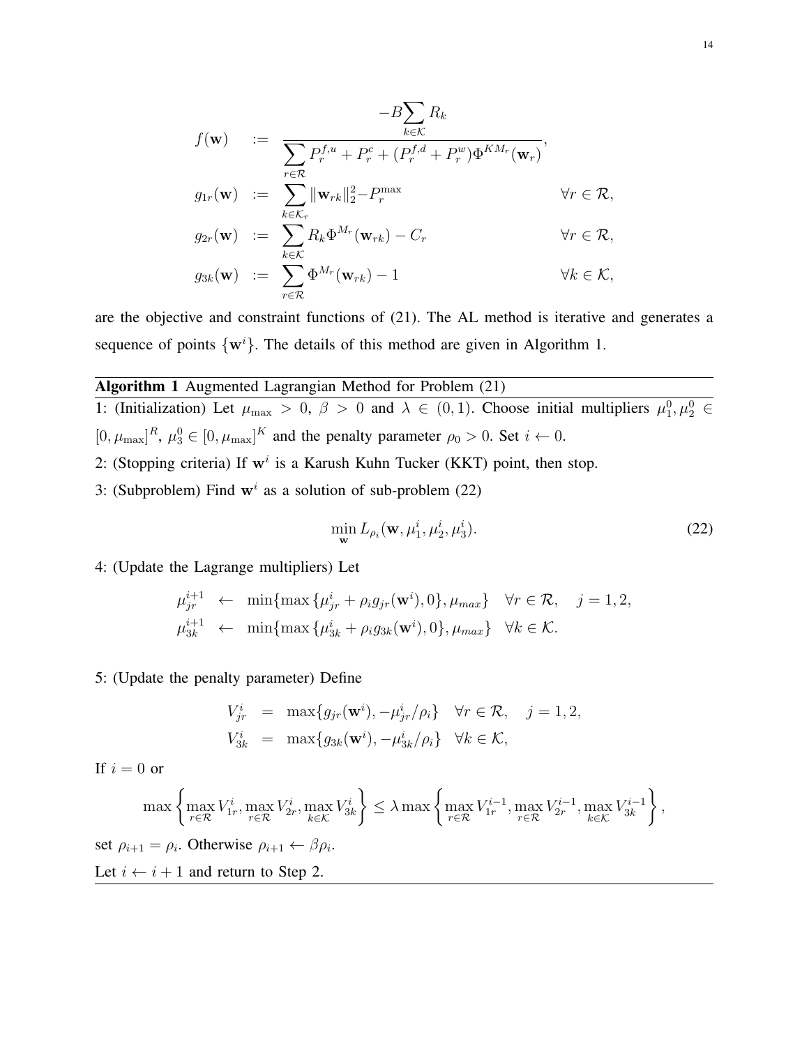$$
\begin{aligned}
f(\mathbf{w}) &:= \frac{-B\sum_{k\in\mathcal{K}} R_k}{\sum_{r\in\mathcal{R}} P_r^{f,u} + P_r^c + (P_r^{f,d} + P_r^w)\Phi^{KM_r}(\mathbf{w}_r)}, \\
g_{1r}(\mathbf{w}) &:= \sum_{k\in\mathcal{K}_r} \|\mathbf{w}_{rk}\|_2^2 - P_r^{\max} && \forall r \in \mathcal{R}, \\
g_{2r}(\mathbf{w}) &:= \sum_{k\in\mathcal{K}} R_k \Phi^{M_r}(\mathbf{w}_{rk}) - C_r && \forall r \in \mathcal{R}, \\
g_{3k}(\mathbf{w}) &:= \sum_{r\in\mathcal{R}} \Phi^{M_r}(\mathbf{w}_{rk}) - 1 && \forall k \in \mathcal{K},
\end{aligned}
$$

are the objective and constraint functions of (21). The AL method is iterative and generates a sequence of points $\{\mathbf{w}^i\}$. The details of this method are given in Algorithm 1.

---

**Algorithm 1** Augmented Lagrangian Method for Problem (21)

---

1: (Initialization) Let $\mu_{\max} > 0$, $\beta > 0$ and $\lambda \in (0,1)$. Choose initial multipliers $\mu_1^0, \mu_2^0 \in [0, \mu_{\max}]^R$, $\mu_3^0 \in [0, \mu_{\max}]^K$ and the penalty parameter $\rho_0 > 0$. Set $i \leftarrow 0$.

2: (Stopping criteria) If $\mathbf{w}^i$ is a Karush Kuhn Tucker (KKT) point, then stop.

3: (Subproblem) Find $\mathbf{w}^i$ as a solution of sub-problem (22)

$$
\min_{\mathbf{w}} L_{\rho_i}(\mathbf{w}, \mu_1^i, \mu_2^i, \mu_3^i). \tag{22}
$$

4: (Update the Lagrange multipliers) Let

$$
\begin{aligned}
\mu_{jr}^{i+1} &\leftarrow \min\{\max\{\mu_{jr}^i + \rho_i g_{jr}(\mathbf{w}^i), 0\}, \mu_{max}\} \quad \forall r \in \mathcal{R}, \quad j = 1, 2, \\
\mu_{3k}^{i+1} &\leftarrow \min\{\max\{\mu_{3k}^i + \rho_i g_{3k}(\mathbf{w}^i), 0\}, \mu_{max}\} \quad \forall k \in \mathcal{K}.
\end{aligned}
$$

5: (Update the penalty parameter) Define

$$
\begin{aligned}
V_{jr}^i &= \max\{g_{jr}(\mathbf{w}^i), -\mu_{jr}^i/\rho_i\} \quad \forall r \in \mathcal{R}, \quad j = 1, 2, \\
V_{3k}^i &= \max\{g_{3k}(\mathbf{w}^i), -\mu_{3k}^i/\rho_i\} \quad \forall k \in \mathcal{K},
\end{aligned}
$$

If $i = 0$ or

$$
\max\left\{\max_{r\in\mathcal{R}} V_{1r}^i, \max_{r\in\mathcal{R}} V_{2r}^i, \max_{k\in\mathcal{K}} V_{3k}^i\right\} \leq \lambda \max\left\{\max_{r\in\mathcal{R}} V_{1r}^{i-1}, \max_{r\in\mathcal{R}} V_{2r}^{i-1}, \max_{k\in\mathcal{K}} V_{3k}^{i-1}\right\},
$$

set $\rho_{i+1} = \rho_i$. Otherwise $\rho_{i+1} \leftarrow \beta\rho_i$.

Let $i \leftarrow i + 1$ and return to Step 2.

---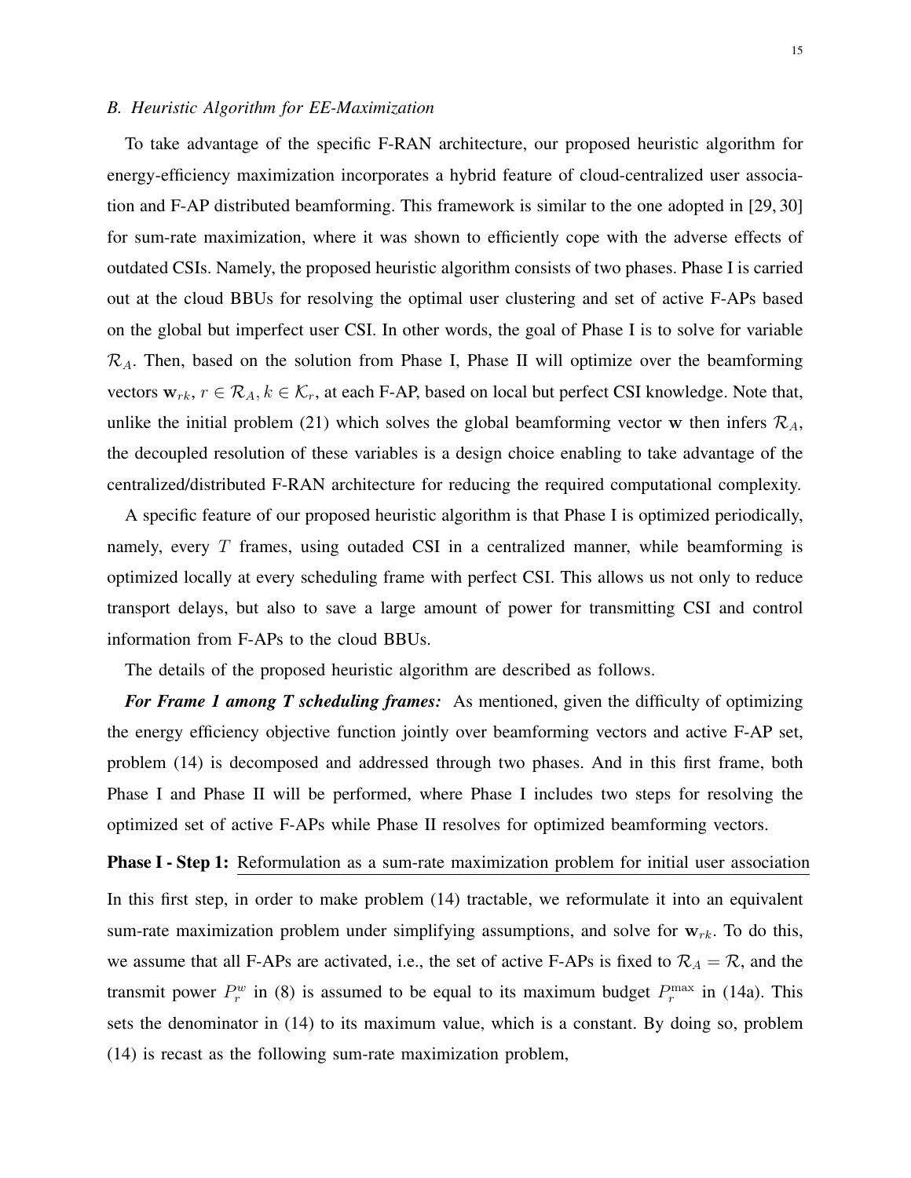### B. Heuristic Algorithm for EE-Maximization

To take advantage of the specific F-RAN architecture, our proposed heuristic algorithm for energy-efficiency maximization incorporates a hybrid feature of cloud-centralized user association and F-AP distributed beamforming. This framework is similar to the one adopted in [29, 30] for sum-rate maximization, where it was shown to efficiently cope with the adverse effects of outdated CSIs. Namely, the proposed heuristic algorithm consists of two phases. Phase I is carried out at the cloud BBUs for resolving the optimal user clustering and set of active F-APs based on the global but imperfect user CSI. In other words, the goal of Phase I is to solve for variable $\mathcal{R}_A$. Then, based on the solution from Phase I, Phase II will optimize over the beamforming vectors $\mathbf{w}_{rk}$, $r \in \mathcal{R}_A, k \in \mathcal{K}_r$, at each F-AP, based on local but perfect CSI knowledge. Note that, unlike the initial problem (21) which solves the global beamforming vector $\mathbf{w}$ then infers $\mathcal{R}_A$, the decoupled resolution of these variables is a design choice enabling to take advantage of the centralized/distributed F-RAN architecture for reducing the required computational complexity.

A specific feature of our proposed heuristic algorithm is that Phase I is optimized periodically, namely, every $T$ frames, using outaded CSI in a centralized manner, while beamforming is optimized locally at every scheduling frame with perfect CSI. This allows us not only to reduce transport delays, but also to save a large amount of power for transmitting CSI and control information from F-APs to the cloud BBUs.

The details of the proposed heuristic algorithm are described as follows.

***For Frame 1 among T scheduling frames:*** As mentioned, given the difficulty of optimizing the energy efficiency objective function jointly over beamforming vectors and active F-AP set, problem (14) is decomposed and addressed through two phases. And in this first frame, both Phase I and Phase II will be performed, where Phase I includes two steps for resolving the optimized set of active F-APs while Phase II resolves for optimized beamforming vectors.

**Phase I - Step 1:** Reformulation as a sum-rate maximization problem for initial user association

In this first step, in order to make problem (14) tractable, we reformulate it into an equivalent sum-rate maximization problem under simplifying assumptions, and solve for $\mathbf{w}_{rk}$. To do this, we assume that all F-APs are activated, i.e., the set of active F-APs is fixed to $\mathcal{R}_A = \mathcal{R}$, and the transmit power $P_r^w$ in (8) is assumed to be equal to its maximum budget $P_r^{\max}$ in (14a). This sets the denominator in (14) to its maximum value, which is a constant. By doing so, problem (14) is recast as the following sum-rate maximization problem,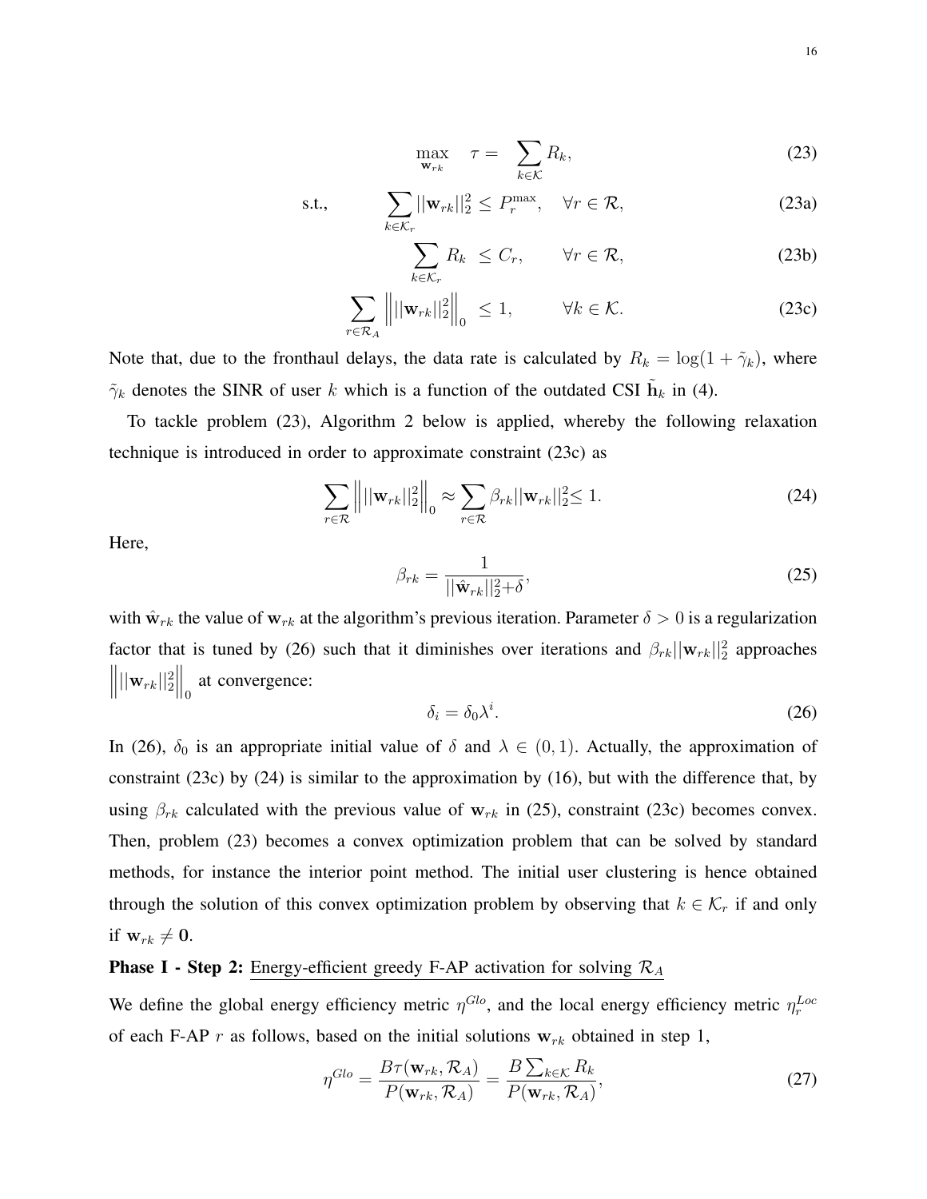$$\max_{\mathbf{w}_{rk}} \quad \tau = \sum_{k \in \mathcal{K}} R_k, \tag{23}$$

$$\text{s.t.,} \qquad \sum_{k \in \mathcal{K}_r} ||\mathbf{w}_{rk}||_2^2 \leq P_r^{\max}, \quad \forall r \in \mathcal{R}, \tag{23a}$$

$$\sum_{k \in \mathcal{K}_r} R_k \leq C_r, \qquad \forall r \in \mathcal{R}, \tag{23b}$$

$$\sum_{r \in \mathcal{R}_A} \left\| ||\mathbf{w}_{rk}||_2^2 \right\|_0 \leq 1, \qquad \forall k \in \mathcal{K}. \tag{23c}$$

Note that, due to the fronthaul delays, the data rate is calculated by $R_k = \log(1 + \tilde{\gamma}_k)$, where $\tilde{\gamma}_k$ denotes the SINR of user $k$ which is a function of the outdated CSI $\tilde{\mathbf{h}}_k$ in (4).

To tackle problem (23), Algorithm 2 below is applied, whereby the following relaxation technique is introduced in order to approximate constraint (23c) as

$$\sum_{r \in \mathcal{R}} \left\| ||\mathbf{w}_{rk}||_2^2 \right\|_0 \approx \sum_{r \in \mathcal{R}} \beta_{rk} ||\mathbf{w}_{rk}||_2^2 \leq 1. \tag{24}$$

Here,

$$\beta_{rk} = \frac{1}{||\hat{\mathbf{w}}_{rk}||_2^2 + \delta}, \tag{25}$$

with $\hat{\mathbf{w}}_{rk}$ the value of $\mathbf{w}_{rk}$ at the algorithm's previous iteration. Parameter $\delta > 0$ is a regularization factor that is tuned by (26) such that it diminishes over iterations and $\beta_{rk}||\mathbf{w}_{rk}||_2^2$ approaches $\left\| ||\mathbf{w}_{rk}||_2^2 \right\|_0$ at convergence:

$$\delta_i = \delta_0 \lambda^i. \tag{26}$$

In (26), $\delta_0$ is an appropriate initial value of $\delta$ and $\lambda \in (0, 1)$. Actually, the approximation of constraint (23c) by (24) is similar to the approximation by (16), but with the difference that, by using $\beta_{rk}$ calculated with the previous value of $\mathbf{w}_{rk}$ in (25), constraint (23c) becomes convex. Then, problem (23) becomes a convex optimization problem that can be solved by standard methods, for instance the interior point method. The initial user clustering is hence obtained through the solution of this convex optimization problem by observing that $k \in \mathcal{K}_r$ if and only if $\mathbf{w}_{rk} \neq \mathbf{0}$.

**Phase I - Step 2:** Energy-efficient greedy F-AP activation for solving $\mathcal{R}_A$

We define the global energy efficiency metric $\eta^{Glo}$, and the local energy efficiency metric $\eta_r^{Loc}$ of each F-AP $r$ as follows, based on the initial solutions $\mathbf{w}_{rk}$ obtained in step 1,

$$\eta^{Glo} = \frac{B\tau(\mathbf{w}_{rk}, \mathcal{R}_A)}{P(\mathbf{w}_{rk}, \mathcal{R}_A)} = \frac{B \sum_{k \in \mathcal{K}} R_k}{P(\mathbf{w}_{rk}, \mathcal{R}_A)}, \tag{27}$$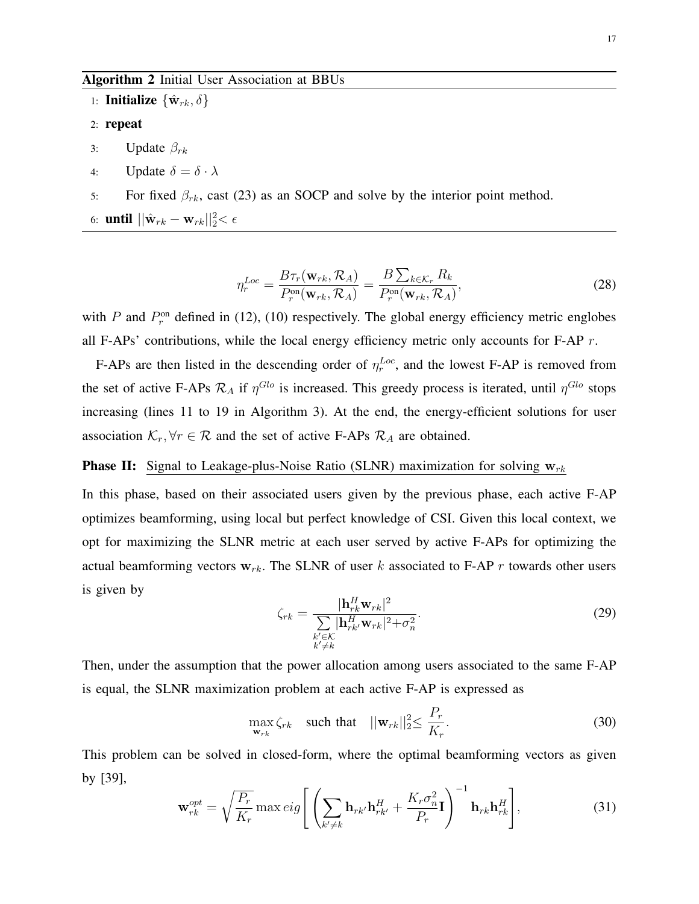**Algorithm 2** Initial User Association at BBUs

1: **Initialize** $\{\hat{\mathbf{w}}_{rk}, \delta\}$
2: **repeat**
3: Update $\beta_{rk}$
4: Update $\delta = \delta \cdot \lambda$
5: For fixed $\beta_{rk}$, cast (23) as an SOCP and solve by the interior point method.
6: **until** $||\hat{\mathbf{w}}_{rk} - \mathbf{w}_{rk}||_2^2 < \epsilon$

$$\eta_r^{Loc} = \frac{B\tau_r(\mathbf{w}_{rk}, \mathcal{R}_A)}{P_r^{\text{on}}(\mathbf{w}_{rk}, \mathcal{R}_A)} = \frac{B\sum_{k\in\mathcal{K}_r} R_k}{P_r^{\text{on}}(\mathbf{w}_{rk}, \mathcal{R}_A)}, \tag{28}$$

with $P$ and $P_r^{\text{on}}$ defined in (12), (10) respectively. The global energy efficiency metric englobes all F-APs' contributions, while the local energy efficiency metric only accounts for F-AP $r$.

F-APs are then listed in the descending order of $\eta_r^{Loc}$, and the lowest F-AP is removed from the set of active F-APs $\mathcal{R}_A$ if $\eta^{Glo}$ is increased. This greedy process is iterated, until $\eta^{Glo}$ stops increasing (lines 11 to 19 in Algorithm 3). At the end, the energy-efficient solutions for user association $\mathcal{K}_r, \forall r \in \mathcal{R}$ and the set of active F-APs $\mathcal{R}_A$ are obtained.

**Phase II:** Signal to Leakage-plus-Noise Ratio (SLNR) maximization for solving $\mathbf{w}_{rk}$

In this phase, based on their associated users given by the previous phase, each active F-AP optimizes beamforming, using local but perfect knowledge of CSI. Given this local context, we opt for maximizing the SLNR metric at each user served by active F-APs for optimizing the actual beamforming vectors $\mathbf{w}_{rk}$. The SLNR of user $k$ associated to F-AP $r$ towards other users is given by

$$\zeta_{rk} = \frac{|\mathbf{h}_{rk}^H \mathbf{w}_{rk}|^2}{\sum\limits_{\substack{k'\in\mathcal{K} \\ k'\neq k}} |\mathbf{h}_{rk'}^H \mathbf{w}_{rk}|^2 + \sigma_n^2}. \tag{29}$$

Then, under the assumption that the power allocation among users associated to the same F-AP is equal, the SLNR maximization problem at each active F-AP is expressed as

$$\max_{\mathbf{w}_{rk}} \zeta_{rk} \quad \text{such that} \quad ||\mathbf{w}_{rk}||_2^2 \leq \frac{P_r}{K_r}. \tag{30}$$

This problem can be solved in closed-form, where the optimal beamforming vectors as given by [39],

$$\mathbf{w}_{rk}^{opt} = \sqrt{\frac{P_r}{K_r}} \max eig \left[ \left( \sum_{k'\neq k} \mathbf{h}_{rk'} \mathbf{h}_{rk'}^H + \frac{K_r \sigma_n^2}{P_r} \mathbf{I} \right)^{-1} \mathbf{h}_{rk} \mathbf{h}_{rk}^H \right], \tag{31}$$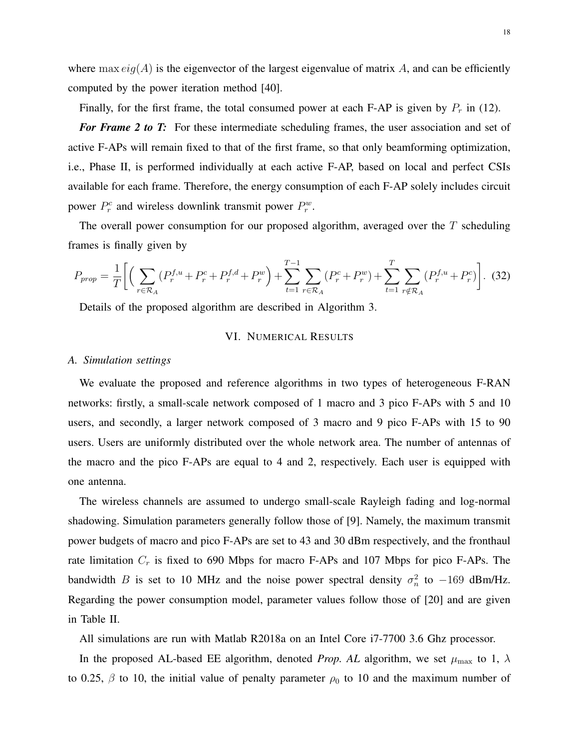where $\max eig(A)$ is the eigenvector of the largest eigenvalue of matrix $A$, and can be efficiently computed by the power iteration method [40].

Finally, for the first frame, the total consumed power at each F-AP is given by $P_r$ in (12).

***For Frame 2 to T:*** For these intermediate scheduling frames, the user association and set of active F-APs will remain fixed to that of the first frame, so that only beamforming optimization, i.e., Phase II, is performed individually at each active F-AP, based on local and perfect CSIs available for each frame. Therefore, the energy consumption of each F-AP solely includes circuit power $P_r^c$ and wireless downlink transmit power $P_r^w$.

The overall power consumption for our proposed algorithm, averaged over the $T$ scheduling frames is finally given by

$$P_{prop} = \frac{1}{T}\Bigg[\Big(\sum_{r\in\mathcal{R}_A}(P_r^{f,u}+P_r^c+P_r^{f,d}+P_r^w\Big)+\sum_{t=1}^{T-1}\sum_{r\in\mathcal{R}_A}(P_r^c+P_r^w)+\sum_{t=1}^{T}\sum_{r\notin\mathcal{R}_A}(P_r^{f,u}+P_r^c)\Bigg]. \quad (32)$$

Details of the proposed algorithm are described in Algorithm 3.

## VI. Numerical Results

### A. Simulation settings

We evaluate the proposed and reference algorithms in two types of heterogeneous F-RAN networks: firstly, a small-scale network composed of 1 macro and 3 pico F-APs with 5 and 10 users, and secondly, a larger network composed of 3 macro and 9 pico F-APs with 15 to 90 users. Users are uniformly distributed over the whole network area. The number of antennas of the macro and the pico F-APs are equal to 4 and 2, respectively. Each user is equipped with one antenna.

The wireless channels are assumed to undergo small-scale Rayleigh fading and log-normal shadowing. Simulation parameters generally follow those of [9]. Namely, the maximum transmit power budgets of macro and pico F-APs are set to 43 and 30 dBm respectively, and the fronthaul rate limitation $C_r$ is fixed to 690 Mbps for macro F-APs and 107 Mbps for pico F-APs. The bandwidth $B$ is set to 10 MHz and the noise power spectral density $\sigma_n^2$ to $-169$ dBm/Hz. Regarding the power consumption model, parameter values follow those of [20] and are given in Table II.

All simulations are run with Matlab R2018a on an Intel Core i7-7700 3.6 Ghz processor.

In the proposed AL-based EE algorithm, denoted *Prop. AL* algorithm, we set $\mu_{\max}$ to 1, $\lambda$ to 0.25, $\beta$ to 10, the initial value of penalty parameter $\rho_0$ to 10 and the maximum number of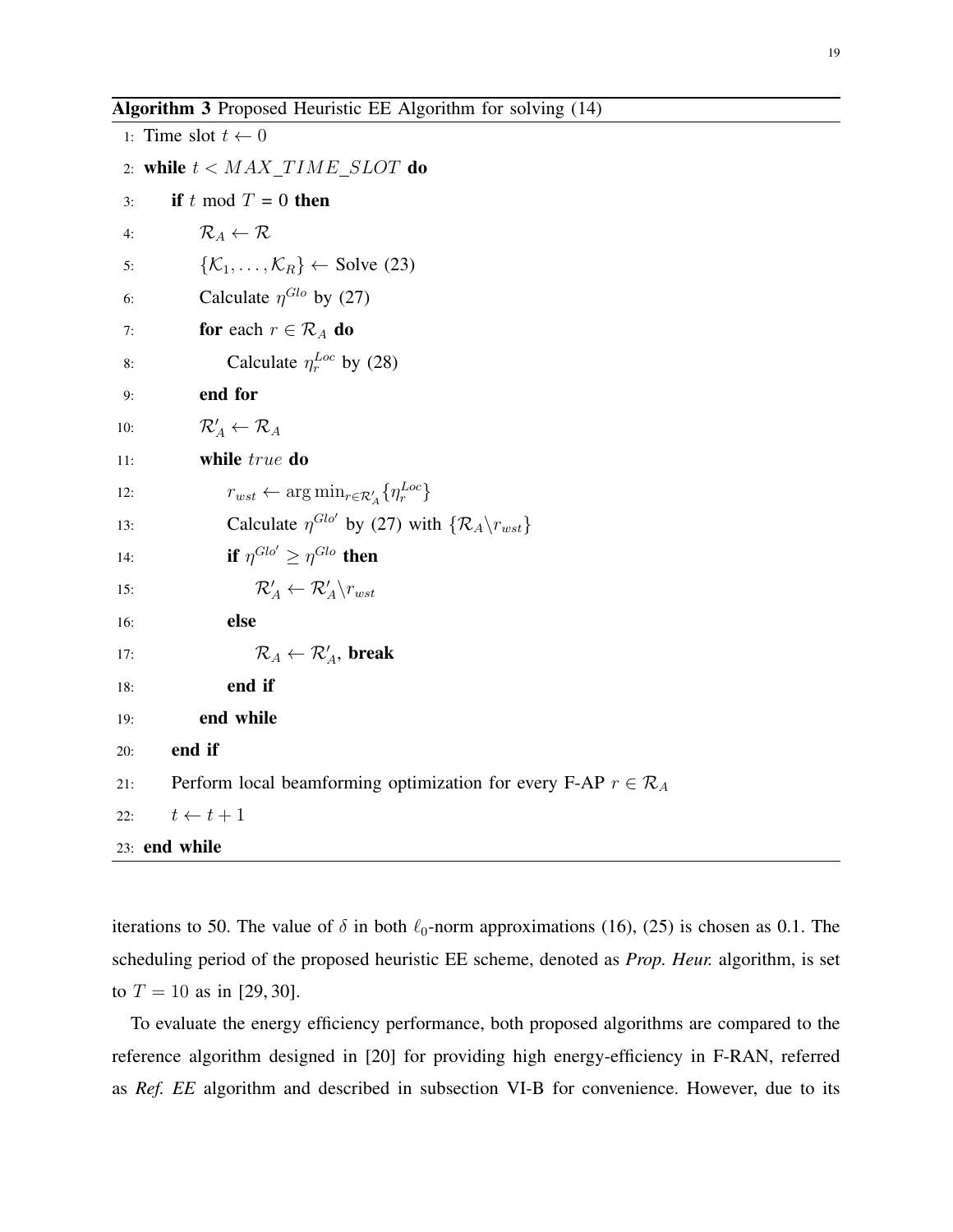**Algorithm 3** Proposed Heuristic EE Algorithm for solving (14)

```
1:  Time slot t ← 0
2:  while t < MAX_TIME_SLOT do
3:      if t mod T = 0 then
4:          R_A ← R
5:          {K_1, ..., K_R} ← Solve (23)
6:          Calculate η^Glo by (27)
7:          for each r ∈ R_A do
8:              Calculate η_r^Loc by (28)
9:          end for
10:         R'_A ← R_A
11:         while true do
12:             r_wst ← arg min_{r∈R'_A} {η_r^Loc}
13:             Calculate η^Glo' by (27) with {R_A \ r_wst}
14:             if η^Glo' ≥ η^Glo then
15:                 R'_A ← R'_A \ r_wst
16:             else
17:                 R_A ← R'_A, break
18:             end if
19:         end while
20:     end if
21:     Perform local beamforming optimization for every F-AP r ∈ R_A
22:     t ← t + 1
23: end while
```

iterations to 50. The value of $\delta$ in both $\ell_0$-norm approximations (16), (25) is chosen as 0.1. The scheduling period of the proposed heuristic EE scheme, denoted as *Prop. Heur.* algorithm, is set to $T = 10$ as in [29, 30].

To evaluate the energy efficiency performance, both proposed algorithms are compared to the reference algorithm designed in [20] for providing high energy-efficiency in F-RAN, referred as *Ref. EE* algorithm and described in subsection VI-B for convenience. However, due to its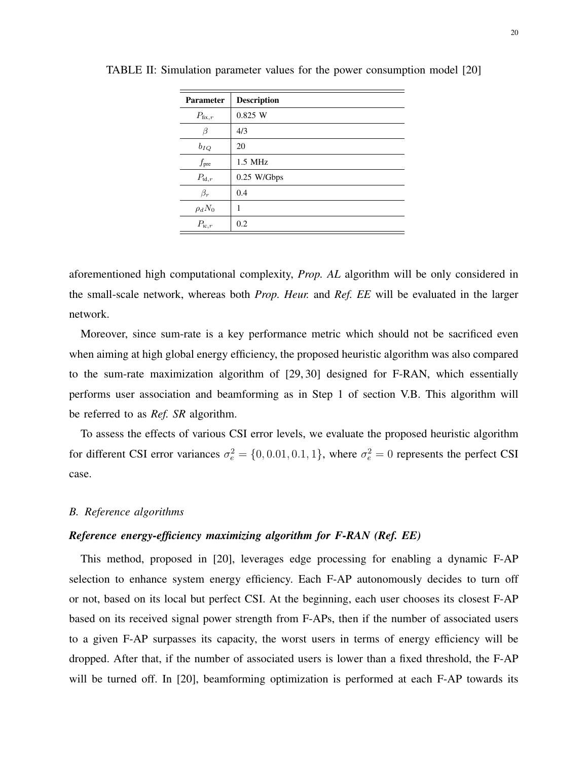TABLE II: Simulation parameter values for the power consumption model [20]

| Parameter | Description |
|---|---|
| $P_{\text{fix},r}$ | 0.825 W |
| $\beta$ | 4/3 |
| $b_{IQ}$ | 20 |
| $f_{\text{pre}}$ | 1.5 MHz |
| $P_{\text{td},r}$ | 0.25 W/Gbps |
| $\beta_r$ | 0.4 |
| $\rho_d N_0$ | 1 |
| $P_{\text{tc},r}$ | 0.2 |

aforementioned high computational complexity, *Prop. AL* algorithm will be only considered in the small-scale network, whereas both *Prop. Heur.* and *Ref. EE* will be evaluated in the larger network.

Moreover, since sum-rate is a key performance metric which should not be sacrificed even when aiming at high global energy efficiency, the proposed heuristic algorithm was also compared to the sum-rate maximization algorithm of [29, 30] designed for F-RAN, which essentially performs user association and beamforming as in Step 1 of section V.B. This algorithm will be referred to as *Ref. SR* algorithm.

To assess the effects of various CSI error levels, we evaluate the proposed heuristic algorithm for different CSI error variances $\sigma_e^2 = \{0, 0.01, 0.1, 1\}$, where $\sigma_e^2 = 0$ represents the perfect CSI case.

### B. Reference algorithms

***Reference energy-efficiency maximizing algorithm for F-RAN (Ref. EE)***

This method, proposed in [20], leverages edge processing for enabling a dynamic F-AP selection to enhance system energy efficiency. Each F-AP autonomously decides to turn off or not, based on its local but perfect CSI. At the beginning, each user chooses its closest F-AP based on its received signal power strength from F-APs, then if the number of associated users to a given F-AP surpasses its capacity, the worst users in terms of energy efficiency will be dropped. After that, if the number of associated users is lower than a fixed threshold, the F-AP will be turned off. In [20], beamforming optimization is performed at each F-AP towards its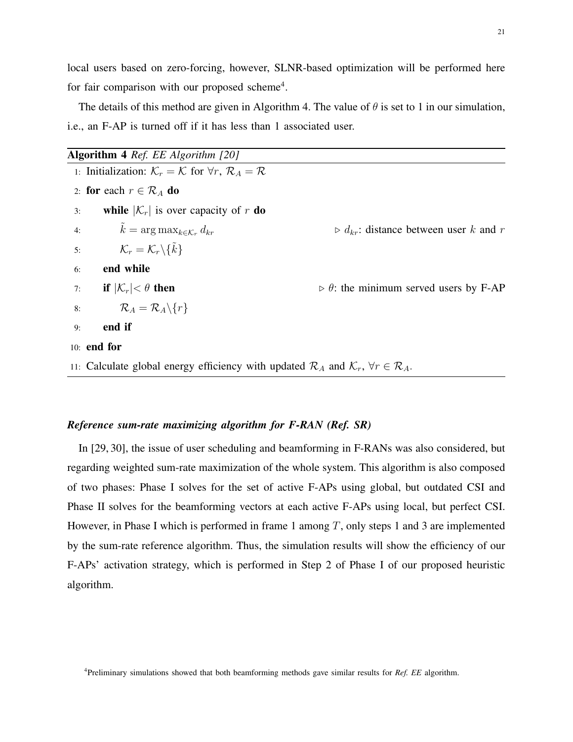local users based on zero-forcing, however, SLNR-based optimization will be performed here for fair comparison with our proposed scheme[4].

The details of this method are given in Algorithm 4. The value of $\theta$ is set to 1 in our simulation, i.e., an F-AP is turned off if it has less than 1 associated user.

**Algorithm 4** *Ref. EE Algorithm [20]*

```
1:  Initialization: K_r = K for ∀r, R_A = R
2:  for each r ∈ R_A do
3:      while |K_r| is over capacity of r do
4:          k̃ = arg max_{k∈K_r} d_kr          ▷ d_kr: distance between user k and r
5:          K_r = K_r \ {k̃}
6:      end while
7:      if |K_r| < θ then                     ▷ θ: the minimum served users by F-AP
8:          R_A = R_A \ {r}
9:      end if
10: end for
11: Calculate global energy efficiency with updated R_A and K_r, ∀r ∈ R_A.
```

1: Initialization: $\mathcal{K}_r = \mathcal{K}$ for $\forall r$, $\mathcal{R}_A = \mathcal{R}$
2: **for** each $r \in \mathcal{R}_A$ **do**
3: **while** $|\mathcal{K}_r|$ is over capacity of $r$ **do**
4: $\tilde{k} = \arg\max_{k \in \mathcal{K}_r} d_{kr}$ ▷ $d_{kr}$: distance between user $k$ and $r$
5: $\mathcal{K}_r = \mathcal{K}_r \backslash \{\tilde{k}\}$
6: **end while**
7: **if** $|\mathcal{K}_r| < \theta$ **then** ▷ $\theta$: the minimum served users by F-AP
8: $\mathcal{R}_A = \mathcal{R}_A \backslash \{r\}$
9: **end if**
10: **end for**
11: Calculate global energy efficiency with updated $\mathcal{R}_A$ and $\mathcal{K}_r$, $\forall r \in \mathcal{R}_A$.

### *Reference sum-rate maximizing algorithm for F-RAN (Ref. SR)*

In [29, 30], the issue of user scheduling and beamforming in F-RANs was also considered, but regarding weighted sum-rate maximization of the whole system. This algorithm is also composed of two phases: Phase I solves for the set of active F-APs using global, but outdated CSI and Phase II solves for the beamforming vectors at each active F-APs using local, but perfect CSI. However, in Phase I which is performed in frame 1 among $T$, only steps 1 and 3 are implemented by the sum-rate reference algorithm. Thus, the simulation results will show the efficiency of our F-APs' activation strategy, which is performed in Step 2 of Phase I of our proposed heuristic algorithm.

[4]Preliminary simulations showed that both beamforming methods gave similar results for *Ref. EE* algorithm.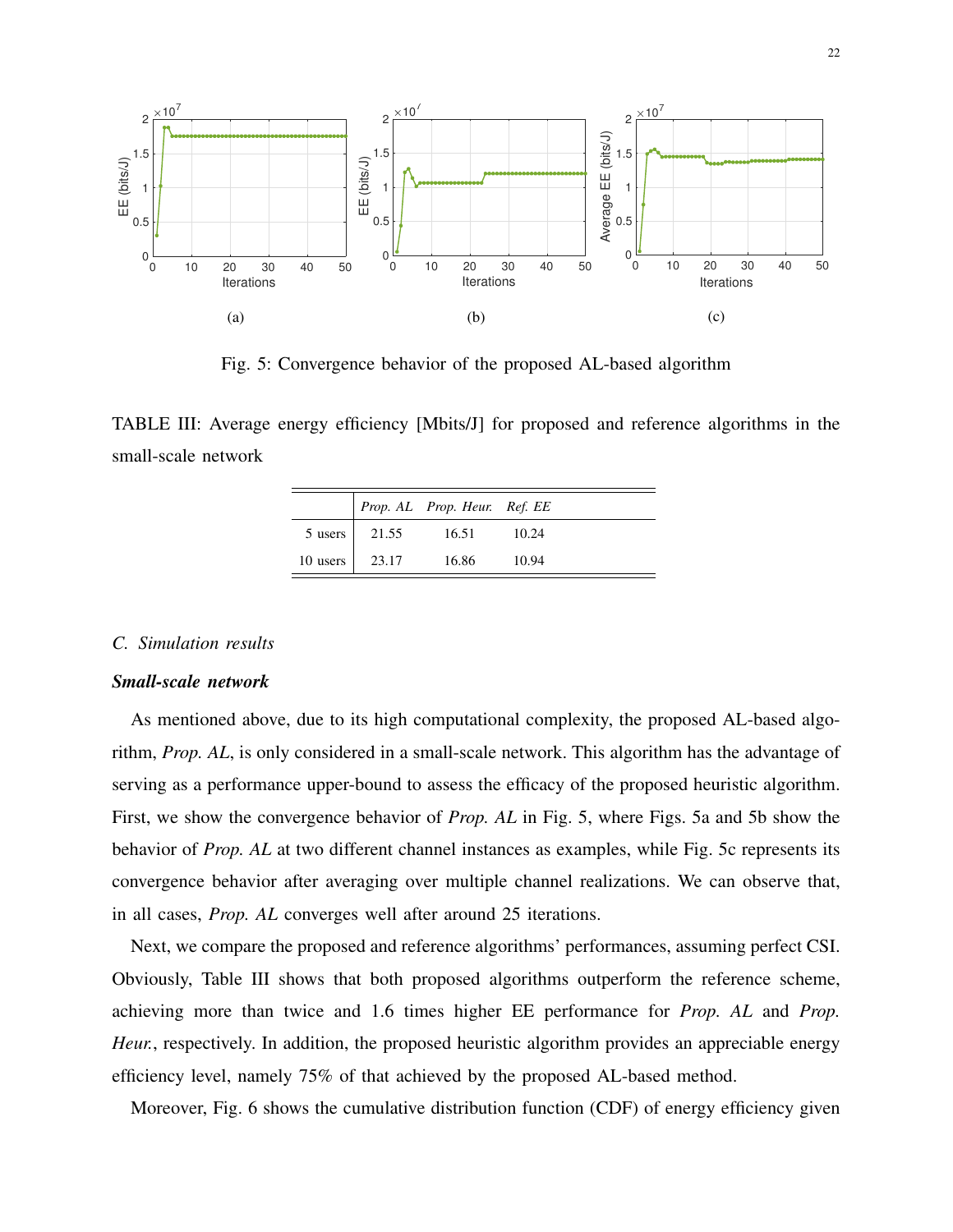Fig. 5: Convergence behavior of the proposed AL-based algorithm

TABLE III: Average energy efficiency [Mbits/J] for proposed and reference algorithms in the small-scale network

| | *Prop. AL* | *Prop. Heur.* | *Ref. EE* |
|---|---|---|---|
| 5 users | 21.55 | 16.51 | 10.24 |
| 10 users | 23.17 | 16.86 | 10.94 |

### *C. Simulation results*

***Small-scale network***

As mentioned above, due to its high computational complexity, the proposed AL-based algorithm, *Prop. AL*, is only considered in a small-scale network. This algorithm has the advantage of serving as a performance upper-bound to assess the efficacy of the proposed heuristic algorithm. First, we show the convergence behavior of *Prop. AL* in Fig. 5, where Figs. 5a and 5b show the behavior of *Prop. AL* at two different channel instances as examples, while Fig. 5c represents its convergence behavior after averaging over multiple channel realizations. We can observe that, in all cases, *Prop. AL* converges well after around 25 iterations.

Next, we compare the proposed and reference algorithms' performances, assuming perfect CSI. Obviously, Table III shows that both proposed algorithms outperform the reference scheme, achieving more than twice and 1.6 times higher EE performance for *Prop. AL* and *Prop. Heur.*, respectively. In addition, the proposed heuristic algorithm provides an appreciable energy efficiency level, namely 75% of that achieved by the proposed AL-based method.

Moreover, Fig. 6 shows the cumulative distribution function (CDF) of energy efficiency given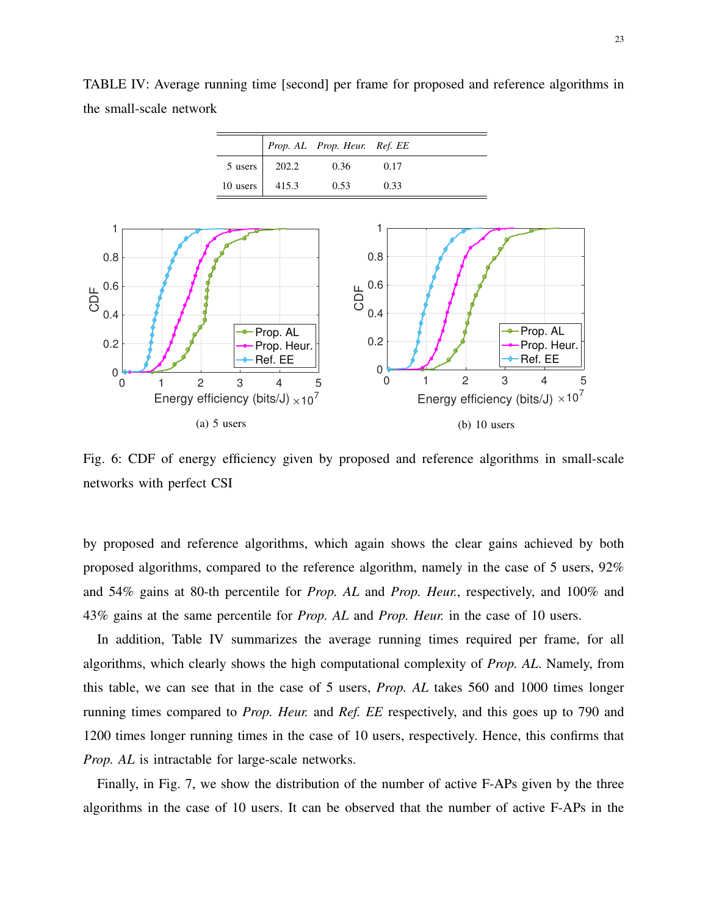TABLE IV: Average running time [second] per frame for proposed and reference algorithms in the small-scale network

| | *Prop. AL* | *Prop. Heur.* | *Ref. EE* |
|---|---|---|---|
| 5 users | 202.2 | 0.36 | 0.17 |
| 10 users | 415.3 | 0.53 | 0.33 |

(a) 5 users

(b) 10 users

Fig. 6: CDF of energy efficiency given by proposed and reference algorithms in small-scale networks with perfect CSI

by proposed and reference algorithms, which again shows the clear gains achieved by both proposed algorithms, compared to the reference algorithm, namely in the case of 5 users, 92% and 54% gains at 80-th percentile for *Prop. AL* and *Prop. Heur.*, respectively, and 100% and 43% gains at the same percentile for *Prop. AL* and *Prop. Heur.* in the case of 10 users.

In addition, Table IV summarizes the average running times required per frame, for all algorithms, which clearly shows the high computational complexity of *Prop. AL*. Namely, from this table, we can see that in the case of 5 users, *Prop. AL* takes 560 and 1000 times longer running times compared to *Prop. Heur.* and *Ref. EE* respectively, and this goes up to 790 and 1200 times longer running times in the case of 10 users, respectively. Hence, this confirms that *Prop. AL* is intractable for large-scale networks.

Finally, in Fig. 7, we show the distribution of the number of active F-APs given by the three algorithms in the case of 10 users. It can be observed that the number of active F-APs in the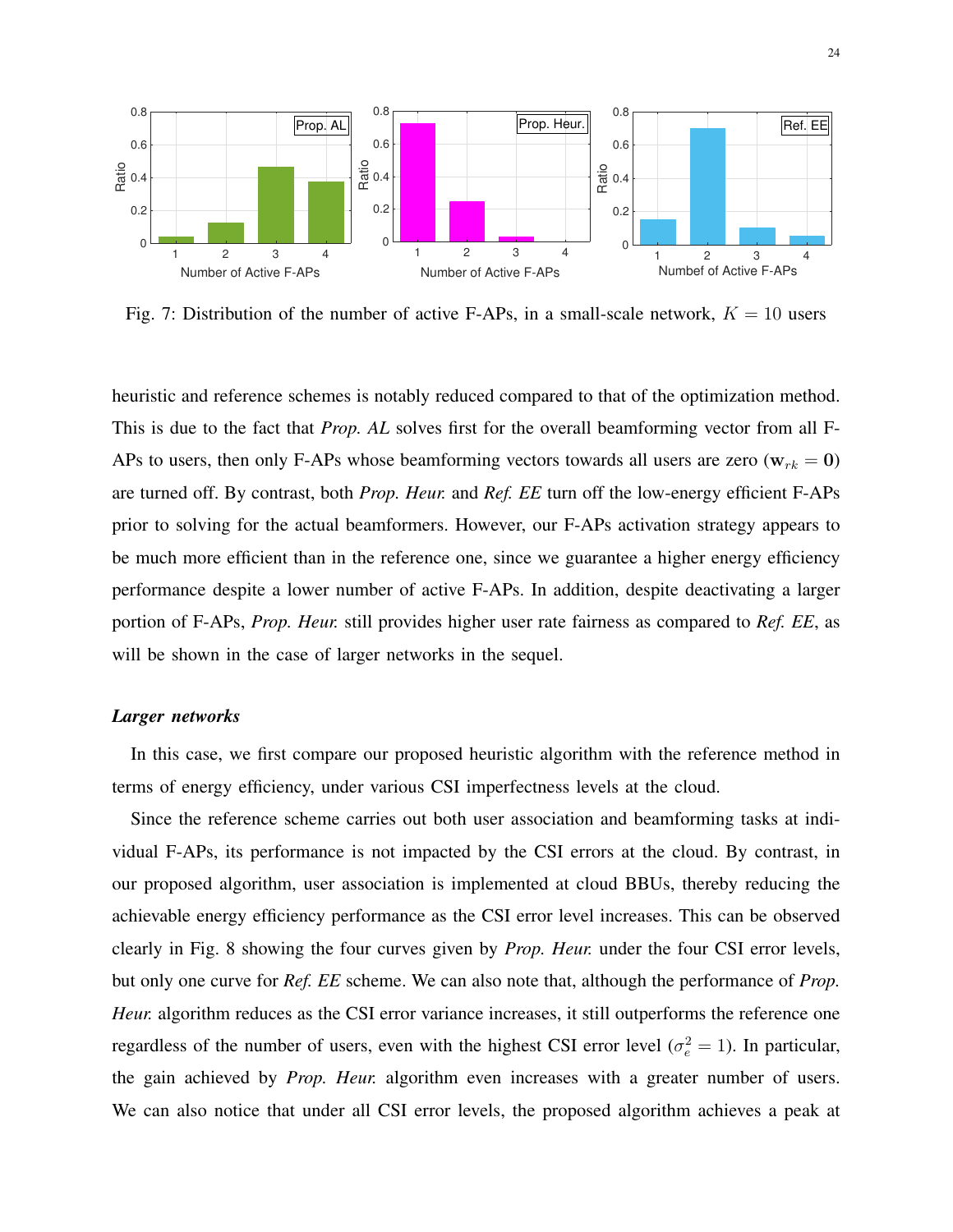Fig. 7: Distribution of the number of active F-APs, in a small-scale network, $K = 10$ users

heuristic and reference schemes is notably reduced compared to that of the optimization method. This is due to the fact that *Prop. AL* solves first for the overall beamforming vector from all F-APs to users, then only F-APs whose beamforming vectors towards all users are zero ($\mathbf{w}_{rk} = \mathbf{0}$) are turned off. By contrast, both *Prop. Heur.* and *Ref. EE* turn off the low-energy efficient F-APs prior to solving for the actual beamformers. However, our F-APs activation strategy appears to be much more efficient than in the reference one, since we guarantee a higher energy efficiency performance despite a lower number of active F-APs. In addition, despite deactivating a larger portion of F-APs, *Prop. Heur.* still provides higher user rate fairness as compared to *Ref. EE*, as will be shown in the case of larger networks in the sequel.

### *Larger networks*

In this case, we first compare our proposed heuristic algorithm with the reference method in terms of energy efficiency, under various CSI imperfectness levels at the cloud.

Since the reference scheme carries out both user association and beamforming tasks at individual F-APs, its performance is not impacted by the CSI errors at the cloud. By contrast, in our proposed algorithm, user association is implemented at cloud BBUs, thereby reducing the achievable energy efficiency performance as the CSI error level increases. This can be observed clearly in Fig. 8 showing the four curves given by *Prop. Heur.* under the four CSI error levels, but only one curve for *Ref. EE* scheme. We can also note that, although the performance of *Prop. Heur.* algorithm reduces as the CSI error variance increases, it still outperforms the reference one regardless of the number of users, even with the highest CSI error level ($\sigma_e^2 = 1$). In particular, the gain achieved by *Prop. Heur.* algorithm even increases with a greater number of users. We can also notice that under all CSI error levels, the proposed algorithm achieves a peak at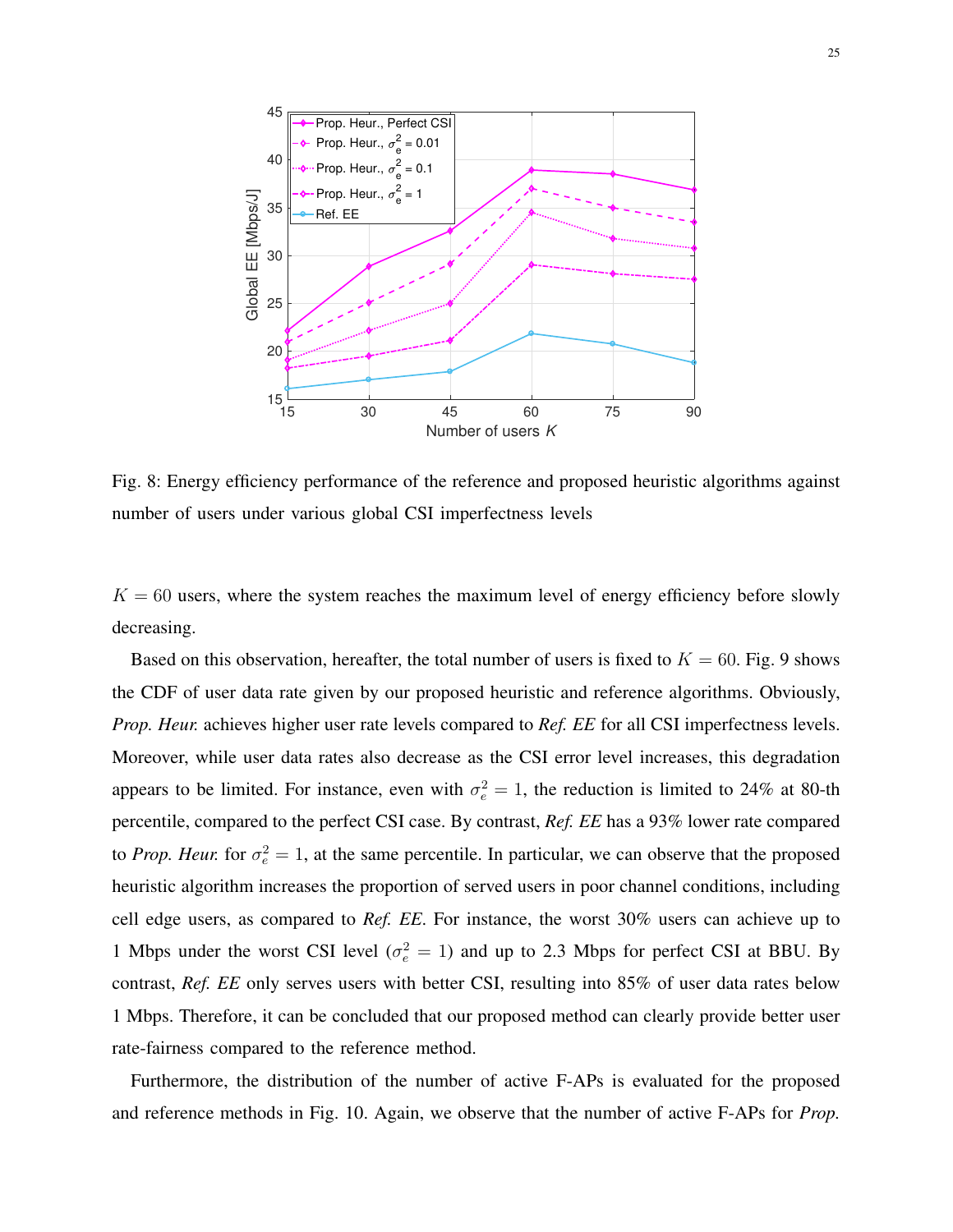Fig. 8: Energy efficiency performance of the reference and proposed heuristic algorithms against number of users under various global CSI imperfectness levels

$K = 60$ users, where the system reaches the maximum level of energy efficiency before slowly decreasing.

Based on this observation, hereafter, the total number of users is fixed to $K = 60$. Fig. 9 shows the CDF of user data rate given by our proposed heuristic and reference algorithms. Obviously, *Prop. Heur.* achieves higher user rate levels compared to *Ref. EE* for all CSI imperfectness levels. Moreover, while user data rates also decrease as the CSI error level increases, this degradation appears to be limited. For instance, even with $\sigma_e^2 = 1$, the reduction is limited to 24% at 80-th percentile, compared to the perfect CSI case. By contrast, *Ref. EE* has a 93% lower rate compared to *Prop. Heur.* for $\sigma_e^2 = 1$, at the same percentile. In particular, we can observe that the proposed heuristic algorithm increases the proportion of served users in poor channel conditions, including cell edge users, as compared to *Ref. EE*. For instance, the worst 30% users can achieve up to 1 Mbps under the worst CSI level ($\sigma_e^2 = 1$) and up to 2.3 Mbps for perfect CSI at BBU. By contrast, *Ref. EE* only serves users with better CSI, resulting into 85% of user data rates below 1 Mbps. Therefore, it can be concluded that our proposed method can clearly provide better user rate-fairness compared to the reference method.

Furthermore, the distribution of the number of active F-APs is evaluated for the proposed and reference methods in Fig. 10. Again, we observe that the number of active F-APs for *Prop.*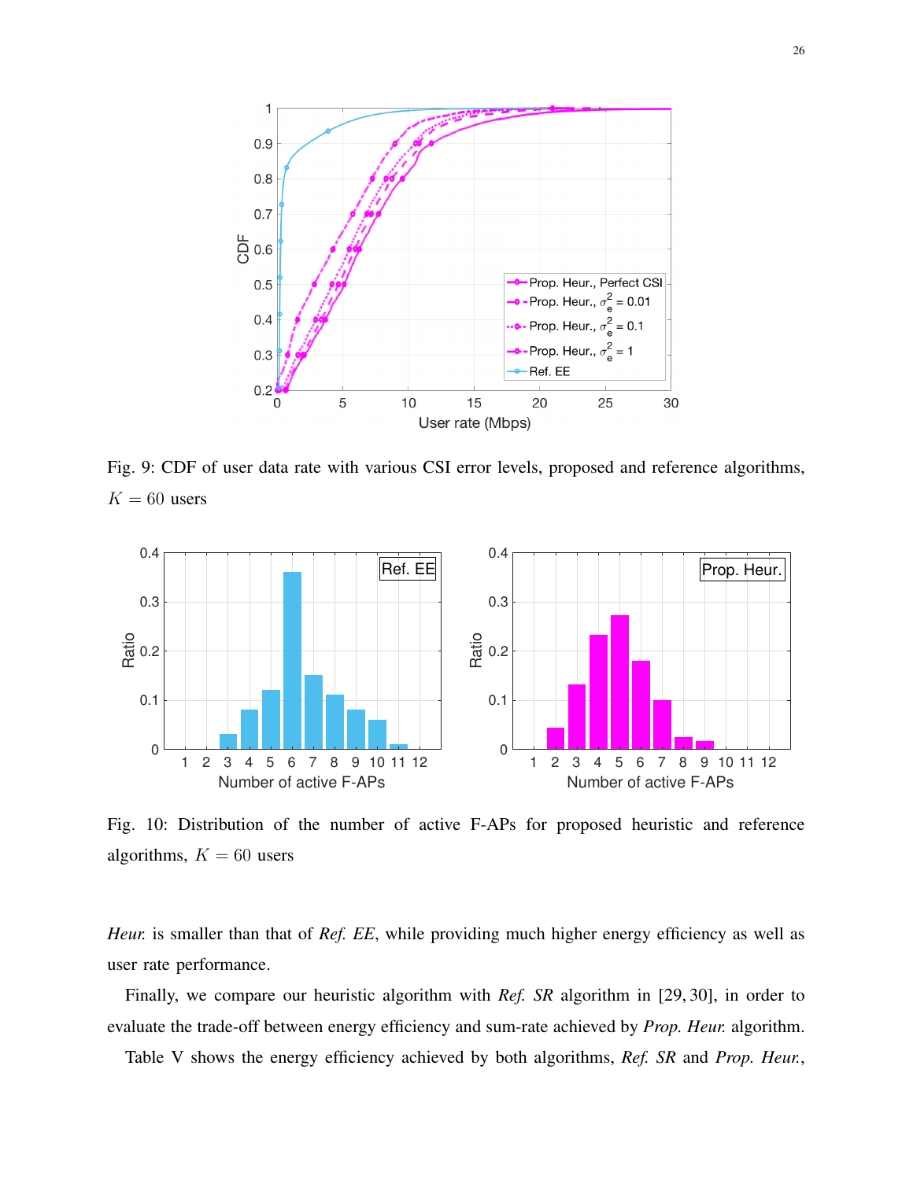Fig. 9: CDF of user data rate with various CSI error levels, proposed and reference algorithms, $K = 60$ users

Fig. 10: Distribution of the number of active F-APs for proposed heuristic and reference algorithms, $K = 60$ users

*Heur.* is smaller than that of *Ref. EE*, while providing much higher energy efficiency as well as user rate performance.

Finally, we compare our heuristic algorithm with *Ref. SR* algorithm in [29, 30], in order to evaluate the trade-off between energy efficiency and sum-rate achieved by *Prop. Heur.* algorithm. Table V shows the energy efficiency achieved by both algorithms, *Ref. SR* and *Prop. Heur.*,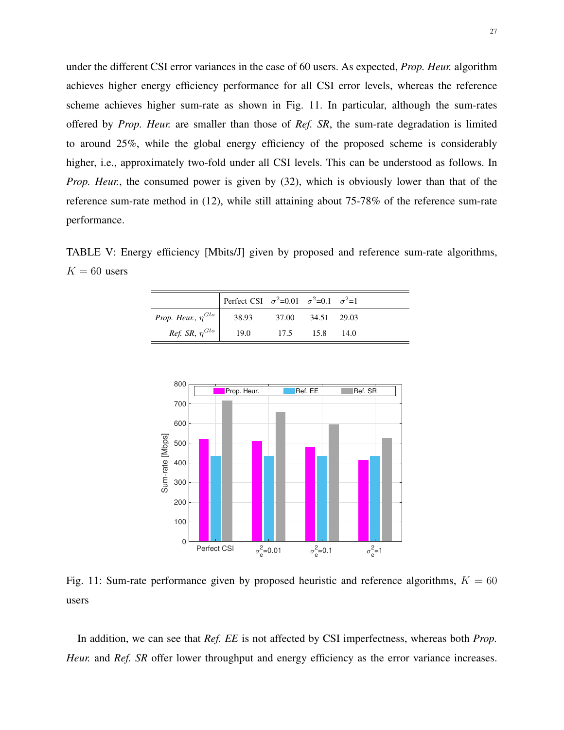under the different CSI error variances in the case of 60 users. As expected, *Prop. Heur.* algorithm achieves higher energy efficiency performance for all CSI error levels, whereas the reference scheme achieves higher sum-rate as shown in Fig. 11. In particular, although the sum-rates offered by *Prop. Heur.* are smaller than those of *Ref. SR*, the sum-rate degradation is limited to around 25%, while the global energy efficiency of the proposed scheme is considerably higher, i.e., approximately two-fold under all CSI levels. This can be understood as follows. In *Prop. Heur.*, the consumed power is given by (32), which is obviously lower than that of the reference sum-rate method in (12), while still attaining about 75-78% of the reference sum-rate performance.

TABLE V: Energy efficiency [Mbits/J] given by proposed and reference sum-rate algorithms, $K = 60$ users

| | Perfect CSI | $\sigma^2$=0.01 | $\sigma^2$=0.1 | $\sigma^2$=1 |
|---|---|---|---|---|
| *Prop. Heur.*, $\eta^{Glo}$ | 38.93 | 37.00 | 34.51 | 29.03 |
| *Ref. SR*, $\eta^{Glo}$ | 19.0 | 17.5 | 15.8 | 14.0 |

Fig. 11: Sum-rate performance given by proposed heuristic and reference algorithms, $K = 60$ users

In addition, we can see that *Ref. EE* is not affected by CSI imperfectness, whereas both *Prop. Heur.* and *Ref. SR* offer lower throughput and energy efficiency as the error variance increases.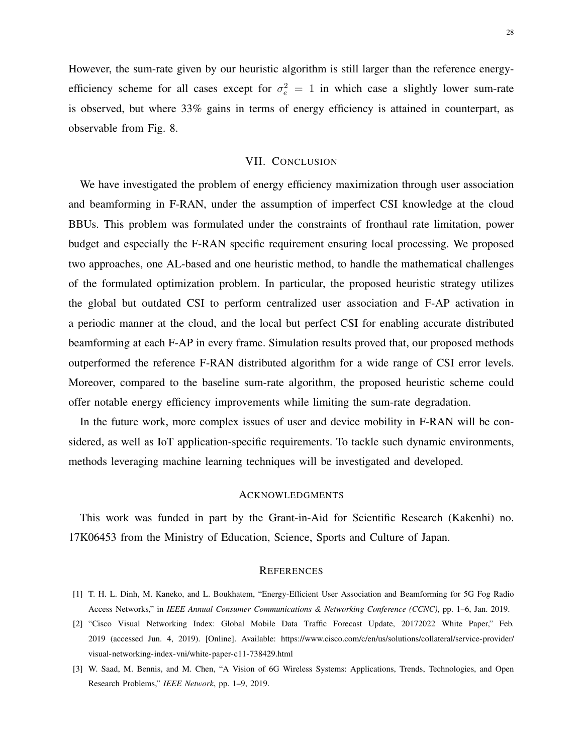However, the sum-rate given by our heuristic algorithm is still larger than the reference energy-efficiency scheme for all cases except for $\sigma_e^2 = 1$ in which case a slightly lower sum-rate is observed, but where 33% gains in terms of energy efficiency is attained in counterpart, as observable from Fig. 8.

## VII. Conclusion

We have investigated the problem of energy efficiency maximization through user association and beamforming in F-RAN, under the assumption of imperfect CSI knowledge at the cloud BBUs. This problem was formulated under the constraints of fronthaul rate limitation, power budget and especially the F-RAN specific requirement ensuring local processing. We proposed two approaches, one AL-based and one heuristic method, to handle the mathematical challenges of the formulated optimization problem. In particular, the proposed heuristic strategy utilizes the global but outdated CSI to perform centralized user association and F-AP activation in a periodic manner at the cloud, and the local but perfect CSI for enabling accurate distributed beamforming at each F-AP in every frame. Simulation results proved that, our proposed methods outperformed the reference F-RAN distributed algorithm for a wide range of CSI error levels. Moreover, compared to the baseline sum-rate algorithm, the proposed heuristic scheme could offer notable energy efficiency improvements while limiting the sum-rate degradation.

In the future work, more complex issues of user and device mobility in F-RAN will be considered, as well as IoT application-specific requirements. To tackle such dynamic environments, methods leveraging machine learning techniques will be investigated and developed.

## Acknowledgments

This work was funded in part by the Grant-in-Aid for Scientific Research (Kakenhi) no. 17K06453 from the Ministry of Education, Science, Sports and Culture of Japan.

## References

[1] T. H. L. Dinh, M. Kaneko, and L. Boukhatem, "Energy-Efficient User Association and Beamforming for 5G Fog Radio Access Networks," in *IEEE Annual Consumer Communications & Networking Conference (CCNC)*, pp. 1–6, Jan. 2019.

[2] "Cisco Visual Networking Index: Global Mobile Data Traffic Forecast Update, 20172022 White Paper," Feb. 2019 (accessed Jun. 4, 2019). [Online]. Available: https://www.cisco.com/c/en/us/solutions/collateral/service-provider/visual-networking-index-vni/white-paper-c11-738429.html

[3] W. Saad, M. Bennis, and M. Chen, "A Vision of 6G Wireless Systems: Applications, Trends, Technologies, and Open Research Problems," *IEEE Network*, pp. 1–9, 2019.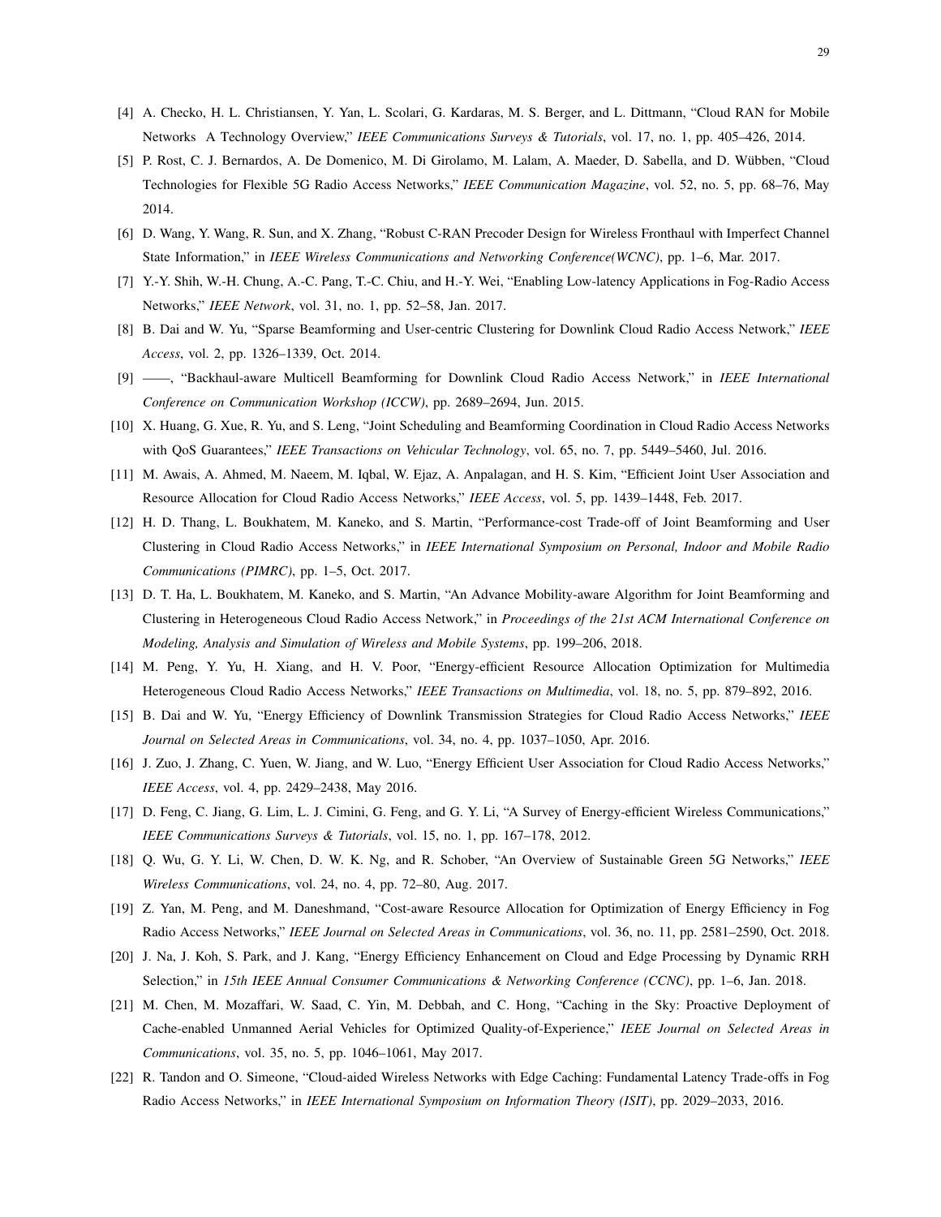[4] A. Checko, H. L. Christiansen, Y. Yan, L. Scolari, G. Kardaras, M. S. Berger, and L. Dittmann, "Cloud RAN for Mobile Networks A Technology Overview," *IEEE Communications Surveys & Tutorials*, vol. 17, no. 1, pp. 405–426, 2014.

[5] P. Rost, C. J. Bernardos, A. De Domenico, M. Di Girolamo, M. Lalam, A. Maeder, D. Sabella, and D. Wübben, "Cloud Technologies for Flexible 5G Radio Access Networks," *IEEE Communication Magazine*, vol. 52, no. 5, pp. 68–76, May 2014.

[6] D. Wang, Y. Wang, R. Sun, and X. Zhang, "Robust C-RAN Precoder Design for Wireless Fronthaul with Imperfect Channel State Information," in *IEEE Wireless Communications and Networking Conference(WCNC)*, pp. 1–6, Mar. 2017.

[7] Y.-Y. Shih, W.-H. Chung, A.-C. Pang, T.-C. Chiu, and H.-Y. Wei, "Enabling Low-latency Applications in Fog-Radio Access Networks," *IEEE Network*, vol. 31, no. 1, pp. 52–58, Jan. 2017.

[8] B. Dai and W. Yu, "Sparse Beamforming and User-centric Clustering for Downlink Cloud Radio Access Network," *IEEE Access*, vol. 2, pp. 1326–1339, Oct. 2014.

[9] ——, "Backhaul-aware Multicell Beamforming for Downlink Cloud Radio Access Network," in *IEEE International Conference on Communication Workshop (ICCW)*, pp. 2689–2694, Jun. 2015.

[10] X. Huang, G. Xue, R. Yu, and S. Leng, "Joint Scheduling and Beamforming Coordination in Cloud Radio Access Networks with QoS Guarantees," *IEEE Transactions on Vehicular Technology*, vol. 65, no. 7, pp. 5449–5460, Jul. 2016.

[11] M. Awais, A. Ahmed, M. Naeem, M. Iqbal, W. Ejaz, A. Anpalagan, and H. S. Kim, "Efficient Joint User Association and Resource Allocation for Cloud Radio Access Networks," *IEEE Access*, vol. 5, pp. 1439–1448, Feb. 2017.

[12] H. D. Thang, L. Boukhatem, M. Kaneko, and S. Martin, "Performance-cost Trade-off of Joint Beamforming and User Clustering in Cloud Radio Access Networks," in *IEEE International Symposium on Personal, Indoor and Mobile Radio Communications (PIMRC)*, pp. 1–5, Oct. 2017.

[13] D. T. Ha, L. Boukhatem, M. Kaneko, and S. Martin, "An Advance Mobility-aware Algorithm for Joint Beamforming and Clustering in Heterogeneous Cloud Radio Access Network," in *Proceedings of the 21st ACM International Conference on Modeling, Analysis and Simulation of Wireless and Mobile Systems*, pp. 199–206, 2018.

[14] M. Peng, Y. Yu, H. Xiang, and H. V. Poor, "Energy-efficient Resource Allocation Optimization for Multimedia Heterogeneous Cloud Radio Access Networks," *IEEE Transactions on Multimedia*, vol. 18, no. 5, pp. 879–892, 2016.

[15] B. Dai and W. Yu, "Energy Efficiency of Downlink Transmission Strategies for Cloud Radio Access Networks," *IEEE Journal on Selected Areas in Communications*, vol. 34, no. 4, pp. 1037–1050, Apr. 2016.

[16] J. Zuo, J. Zhang, C. Yuen, W. Jiang, and W. Luo, "Energy Efficient User Association for Cloud Radio Access Networks," *IEEE Access*, vol. 4, pp. 2429–2438, May 2016.

[17] D. Feng, C. Jiang, G. Lim, L. J. Cimini, G. Feng, and G. Y. Li, "A Survey of Energy-efficient Wireless Communications," *IEEE Communications Surveys & Tutorials*, vol. 15, no. 1, pp. 167–178, 2012.

[18] Q. Wu, G. Y. Li, W. Chen, D. W. K. Ng, and R. Schober, "An Overview of Sustainable Green 5G Networks," *IEEE Wireless Communications*, vol. 24, no. 4, pp. 72–80, Aug. 2017.

[19] Z. Yan, M. Peng, and M. Daneshmand, "Cost-aware Resource Allocation for Optimization of Energy Efficiency in Fog Radio Access Networks," *IEEE Journal on Selected Areas in Communications*, vol. 36, no. 11, pp. 2581–2590, Oct. 2018.

[20] J. Na, J. Koh, S. Park, and J. Kang, "Energy Efficiency Enhancement on Cloud and Edge Processing by Dynamic RRH Selection," in *15th IEEE Annual Consumer Communications & Networking Conference (CCNC)*, pp. 1–6, Jan. 2018.

[21] M. Chen, M. Mozaffari, W. Saad, C. Yin, M. Debbah, and C. Hong, "Caching in the Sky: Proactive Deployment of Cache-enabled Unmanned Aerial Vehicles for Optimized Quality-of-Experience," *IEEE Journal on Selected Areas in Communications*, vol. 35, no. 5, pp. 1046–1061, May 2017.

[22] R. Tandon and O. Simeone, "Cloud-aided Wireless Networks with Edge Caching: Fundamental Latency Trade-offs in Fog Radio Access Networks," in *IEEE International Symposium on Information Theory (ISIT)*, pp. 2029–2033, 2016.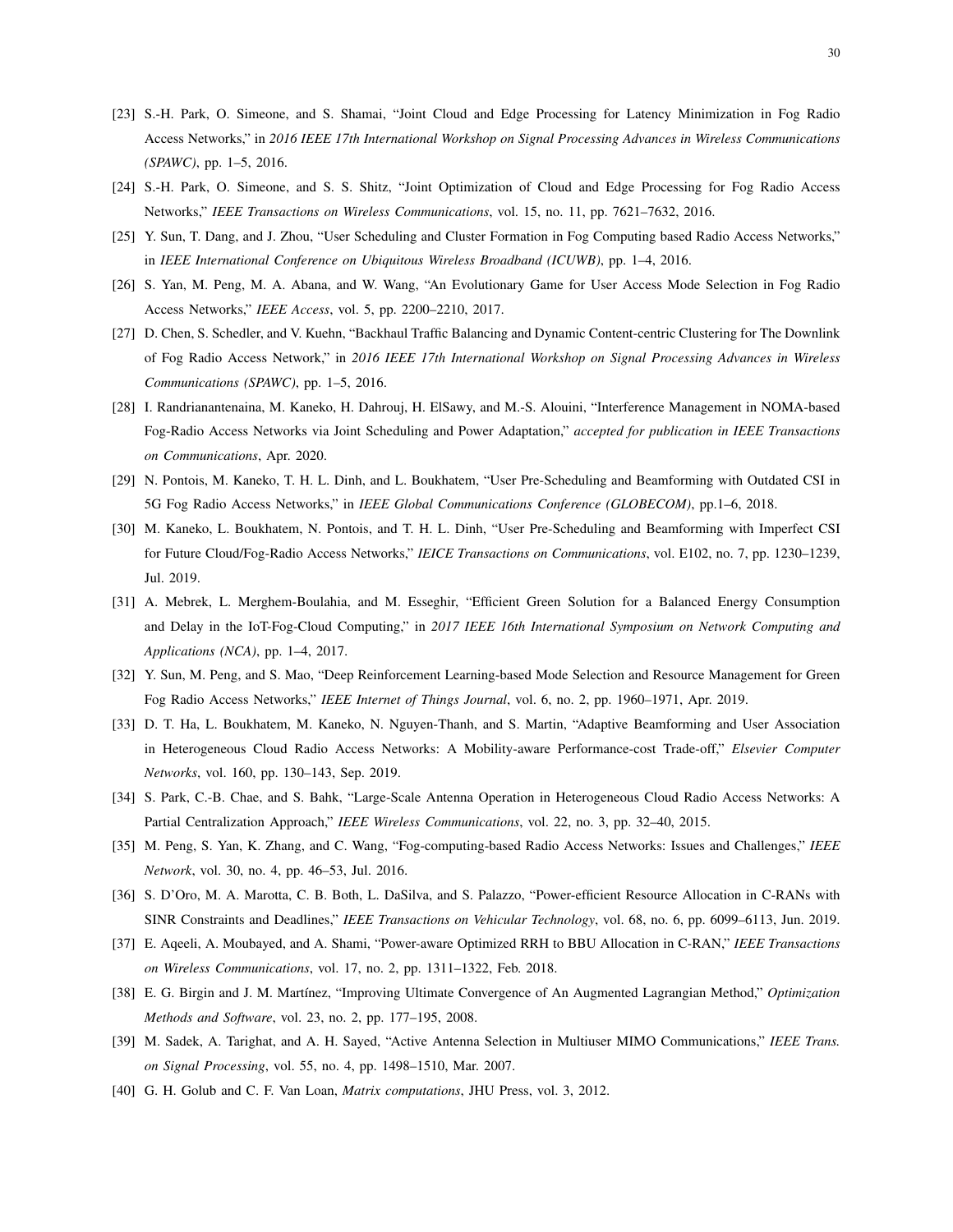[23] S.-H. Park, O. Simeone, and S. Shamai, "Joint Cloud and Edge Processing for Latency Minimization in Fog Radio Access Networks," in *2016 IEEE 17th International Workshop on Signal Processing Advances in Wireless Communications (SPAWC)*, pp. 1–5, 2016.

[24] S.-H. Park, O. Simeone, and S. S. Shitz, "Joint Optimization of Cloud and Edge Processing for Fog Radio Access Networks," *IEEE Transactions on Wireless Communications*, vol. 15, no. 11, pp. 7621–7632, 2016.

[25] Y. Sun, T. Dang, and J. Zhou, "User Scheduling and Cluster Formation in Fog Computing based Radio Access Networks," in *IEEE International Conference on Ubiquitous Wireless Broadband (ICUWB)*, pp. 1–4, 2016.

[26] S. Yan, M. Peng, M. A. Abana, and W. Wang, "An Evolutionary Game for User Access Mode Selection in Fog Radio Access Networks," *IEEE Access*, vol. 5, pp. 2200–2210, 2017.

[27] D. Chen, S. Schedler, and V. Kuehn, "Backhaul Traffic Balancing and Dynamic Content-centric Clustering for The Downlink of Fog Radio Access Network," in *2016 IEEE 17th International Workshop on Signal Processing Advances in Wireless Communications (SPAWC)*, pp. 1–5, 2016.

[28] I. Randrianantenaina, M. Kaneko, H. Dahrouj, H. ElSawy, and M.-S. Alouini, "Interference Management in NOMA-based Fog-Radio Access Networks via Joint Scheduling and Power Adaptation," *accepted for publication in IEEE Transactions on Communications*, Apr. 2020.

[29] N. Pontois, M. Kaneko, T. H. L. Dinh, and L. Boukhatem, "User Pre-Scheduling and Beamforming with Outdated CSI in 5G Fog Radio Access Networks," in *IEEE Global Communications Conference (GLOBECOM)*, pp.1–6, 2018.

[30] M. Kaneko, L. Boukhatem, N. Pontois, and T. H. L. Dinh, "User Pre-Scheduling and Beamforming with Imperfect CSI for Future Cloud/Fog-Radio Access Networks," *IEICE Transactions on Communications*, vol. E102, no. 7, pp. 1230–1239, Jul. 2019.

[31] A. Mebrek, L. Merghem-Boulahia, and M. Esseghir, "Efficient Green Solution for a Balanced Energy Consumption and Delay in the IoT-Fog-Cloud Computing," in *2017 IEEE 16th International Symposium on Network Computing and Applications (NCA)*, pp. 1–4, 2017.

[32] Y. Sun, M. Peng, and S. Mao, "Deep Reinforcement Learning-based Mode Selection and Resource Management for Green Fog Radio Access Networks," *IEEE Internet of Things Journal*, vol. 6, no. 2, pp. 1960–1971, Apr. 2019.

[33] D. T. Ha, L. Boukhatem, M. Kaneko, N. Nguyen-Thanh, and S. Martin, "Adaptive Beamforming and User Association in Heterogeneous Cloud Radio Access Networks: A Mobility-aware Performance-cost Trade-off," *Elsevier Computer Networks*, vol. 160, pp. 130–143, Sep. 2019.

[34] S. Park, C.-B. Chae, and S. Bahk, "Large-Scale Antenna Operation in Heterogeneous Cloud Radio Access Networks: A Partial Centralization Approach," *IEEE Wireless Communications*, vol. 22, no. 3, pp. 32–40, 2015.

[35] M. Peng, S. Yan, K. Zhang, and C. Wang, "Fog-computing-based Radio Access Networks: Issues and Challenges," *IEEE Network*, vol. 30, no. 4, pp. 46–53, Jul. 2016.

[36] S. D'Oro, M. A. Marotta, C. B. Both, L. DaSilva, and S. Palazzo, "Power-efficient Resource Allocation in C-RANs with SINR Constraints and Deadlines," *IEEE Transactions on Vehicular Technology*, vol. 68, no. 6, pp. 6099–6113, Jun. 2019.

[37] E. Aqeeli, A. Moubayed, and A. Shami, "Power-aware Optimized RRH to BBU Allocation in C-RAN," *IEEE Transactions on Wireless Communications*, vol. 17, no. 2, pp. 1311–1322, Feb. 2018.

[38] E. G. Birgin and J. M. Martínez, "Improving Ultimate Convergence of An Augmented Lagrangian Method," *Optimization Methods and Software*, vol. 23, no. 2, pp. 177–195, 2008.

[39] M. Sadek, A. Tarighat, and A. H. Sayed, "Active Antenna Selection in Multiuser MIMO Communications," *IEEE Trans. on Signal Processing*, vol. 55, no. 4, pp. 1498–1510, Mar. 2007.

[40] G. H. Golub and C. F. Van Loan, *Matrix computations*, JHU Press, vol. 3, 2012.